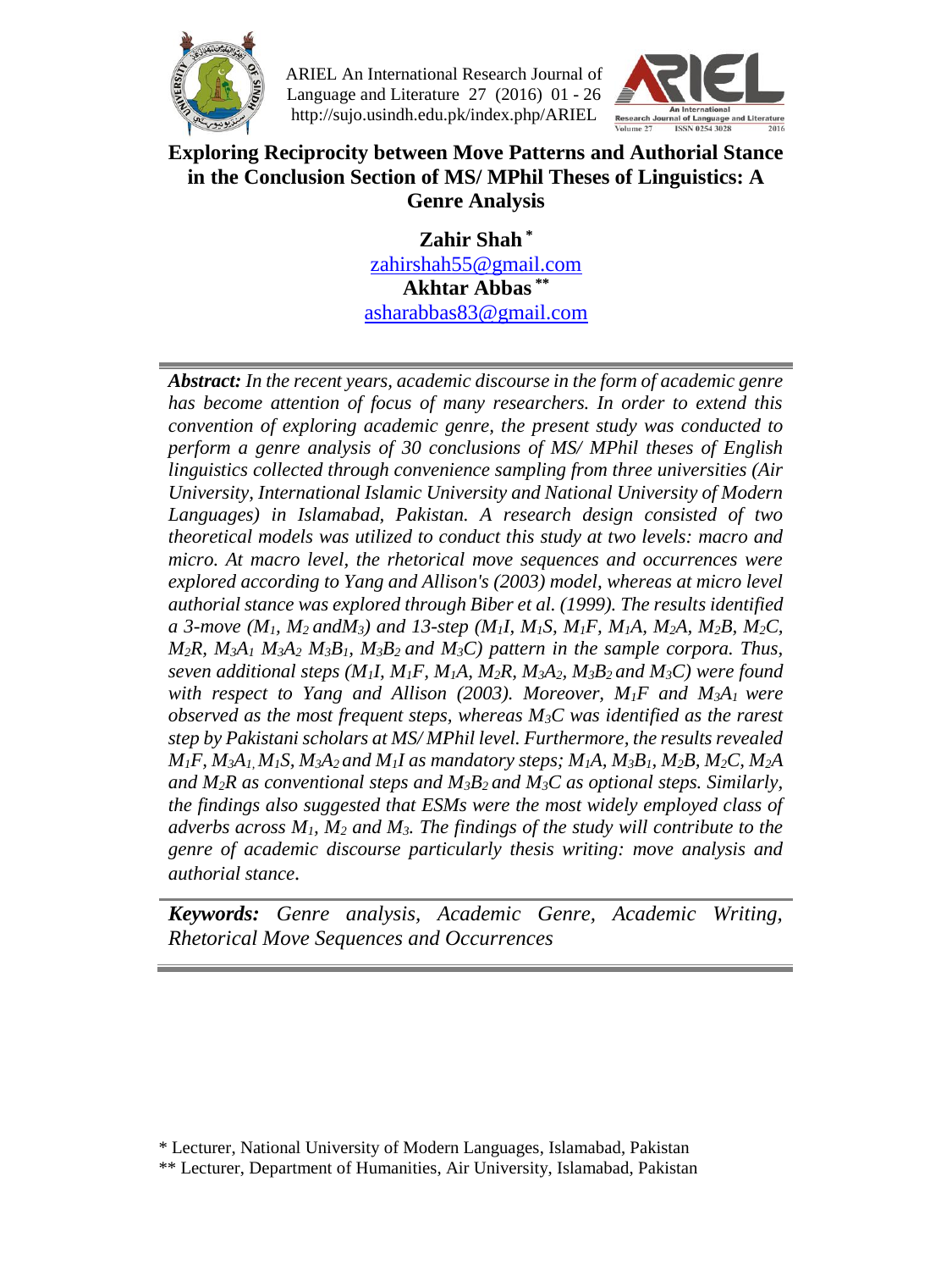# Exploring Reciprocity between Move Patterns and Authorial Stance in the Conclusion Section of MS/ MPhil Theses of Linguistics: A Genre Analysis

**Zahir Shah** [*]
zahirshah55@gmail.com
**Akhtar Abbas** [**]
asharabbas83@gmail.com

***Abstract:*** *In the recent years, academic discourse in the form of academic genre has become attention of focus of many researchers. In order to extend this convention of exploring academic genre, the present study was conducted to perform a genre analysis of 30 conclusions of MS/ MPhil theses of English linguistics collected through convenience sampling from three universities (Air University, International Islamic University and National University of Modern Languages) in Islamabad, Pakistan. A research design consisted of two theoretical models was utilized to conduct this study at two levels: macro and micro. At macro level, the rhetorical move sequences and occurrences were explored according to Yang and Allison's (2003) model, whereas at micro level authorial stance was explored through Biber et al. (1999). The results identified a 3-move ($M_1$, $M_2$ and$M_3$) and 13-step ($M_1I$, $M_1S$, $M_1F$, $M_1A$, $M_2A$, $M_2B$, $M_2C$, $M_2R$, $M_3A_1$ $M_3A_2$ $M_3B_1$, $M_3B_2$ and $M_3C$) pattern in the sample corpora. Thus, seven additional steps ($M_1I$, $M_1F$, $M_1A$, $M_2R$, $M_3A_2$, $M_3B_2$ and $M_3C$) were found with respect to Yang and Allison (2003). Moreover, $M_1F$ and $M_3A_1$ were observed as the most frequent steps, whereas $M_3C$ was identified as the rarest step by Pakistani scholars at MS/ MPhil level. Furthermore, the results revealed $M_1F$, $M_3A_1$, $M_1S$, $M_3A_2$ and $M_1I$ as mandatory steps; $M_1A$, $M_3B_1$, $M_2B$, $M_2C$, $M_2A$ and $M_2R$ as conventional steps and $M_3B_2$ and $M_3C$ as optional steps. Similarly, the findings also suggested that ESMs were the most widely employed class of adverbs across $M_1$, $M_2$ and $M_3$. The findings of the study will contribute to the genre of academic discourse particularly thesis writing: move analysis and authorial stance.*

***Keywords:*** *Genre analysis, Academic Genre, Academic Writing, Rhetorical Move Sequences and Occurrences*

---

[*] Lecturer, National University of Modern Languages, Islamabad, Pakistan
[**] Lecturer, Department of Humanities, Air University, Islamabad, Pakistan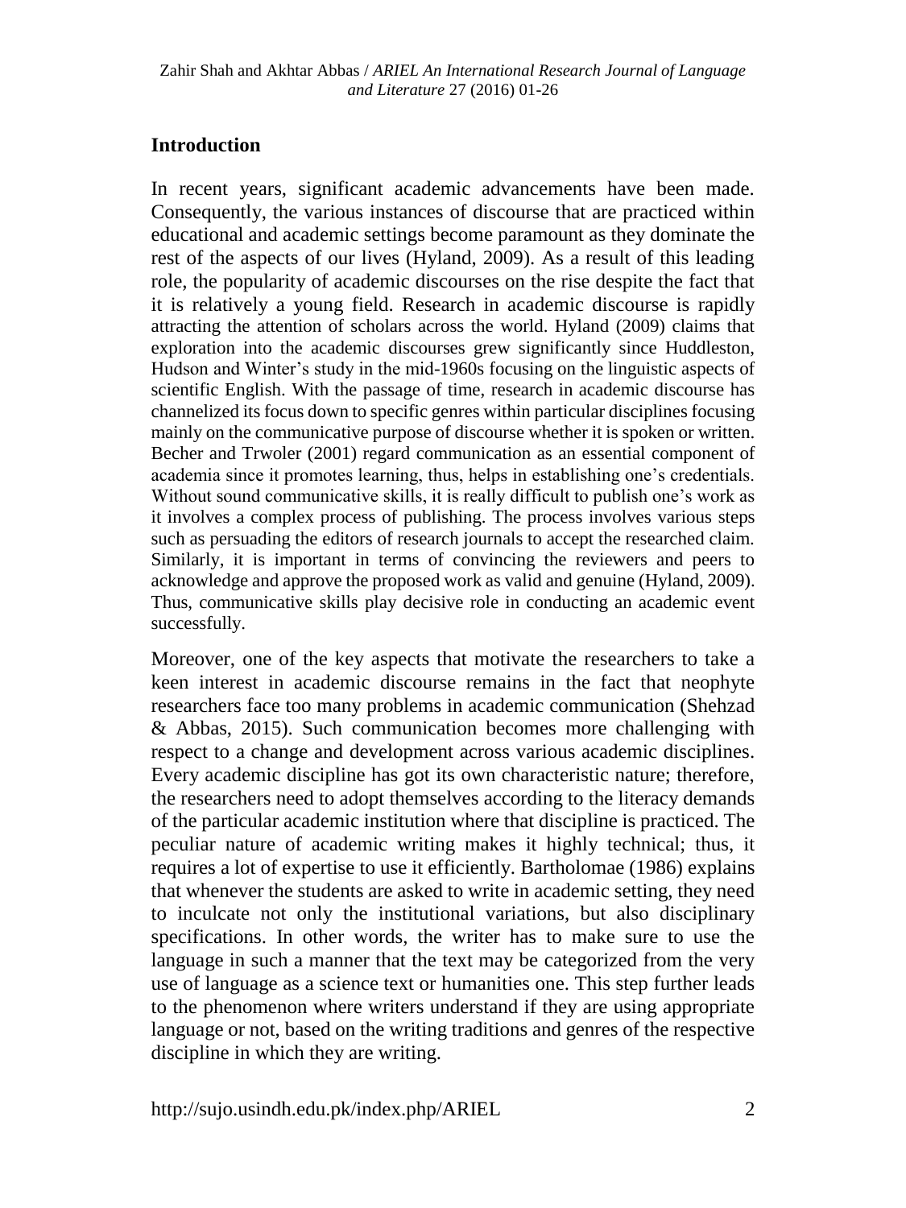## Introduction

In recent years, significant academic advancements have been made. Consequently, the various instances of discourse that are practiced within educational and academic settings become paramount as they dominate the rest of the aspects of our lives (Hyland, 2009). As a result of this leading role, the popularity of academic discourses on the rise despite the fact that it is relatively a young field. Research in academic discourse is rapidly attracting the attention of scholars across the world. Hyland (2009) claims that exploration into the academic discourses grew significantly since Huddleston, Hudson and Winter's study in the mid-1960s focusing on the linguistic aspects of scientific English. With the passage of time, research in academic discourse has channelized its focus down to specific genres within particular disciplines focusing mainly on the communicative purpose of discourse whether it is spoken or written. Becher and Trwoler (2001) regard communication as an essential component of academia since it promotes learning, thus, helps in establishing one's credentials. Without sound communicative skills, it is really difficult to publish one's work as it involves a complex process of publishing. The process involves various steps such as persuading the editors of research journals to accept the researched claim. Similarly, it is important in terms of convincing the reviewers and peers to acknowledge and approve the proposed work as valid and genuine (Hyland, 2009). Thus, communicative skills play decisive role in conducting an academic event successfully.

Moreover, one of the key aspects that motivate the researchers to take a keen interest in academic discourse remains in the fact that neophyte researchers face too many problems in academic communication (Shehzad & Abbas, 2015). Such communication becomes more challenging with respect to a change and development across various academic disciplines. Every academic discipline has got its own characteristic nature; therefore, the researchers need to adopt themselves according to the literacy demands of the particular academic institution where that discipline is practiced. The peculiar nature of academic writing makes it highly technical; thus, it requires a lot of expertise to use it efficiently. Bartholomae (1986) explains that whenever the students are asked to write in academic setting, they need to inculcate not only the institutional variations, but also disciplinary specifications. In other words, the writer has to make sure to use the language in such a manner that the text may be categorized from the very use of language as a science text or humanities one. This step further leads to the phenomenon where writers understand if they are using appropriate language or not, based on the writing traditions and genres of the respective discipline in which they are writing.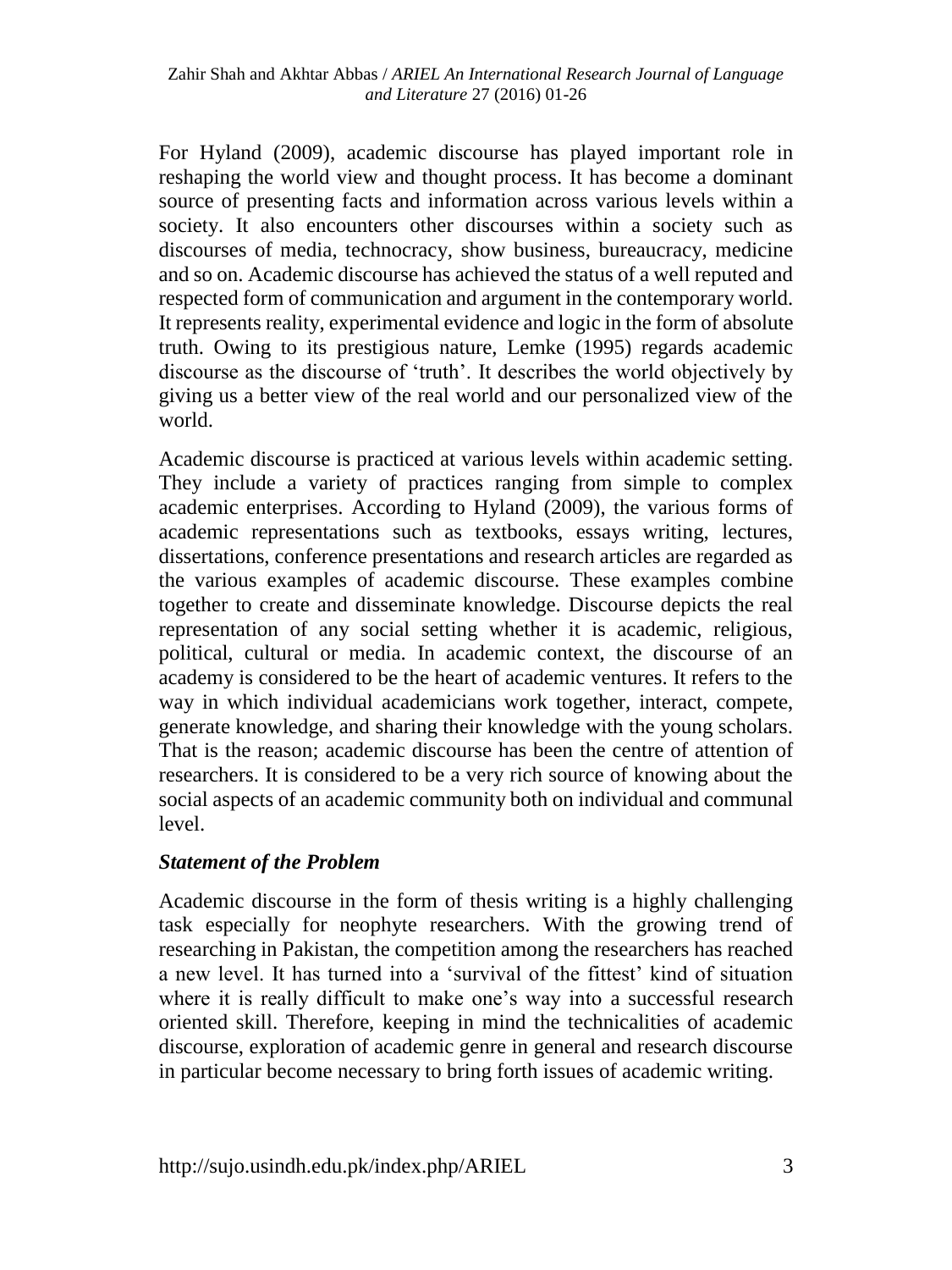For Hyland (2009), academic discourse has played important role in reshaping the world view and thought process. It has become a dominant source of presenting facts and information across various levels within a society. It also encounters other discourses within a society such as discourses of media, technocracy, show business, bureaucracy, medicine and so on. Academic discourse has achieved the status of a well reputed and respected form of communication and argument in the contemporary world. It represents reality, experimental evidence and logic in the form of absolute truth. Owing to its prestigious nature, Lemke (1995) regards academic discourse as the discourse of 'truth'. It describes the world objectively by giving us a better view of the real world and our personalized view of the world.

Academic discourse is practiced at various levels within academic setting. They include a variety of practices ranging from simple to complex academic enterprises. According to Hyland (2009), the various forms of academic representations such as textbooks, essays writing, lectures, dissertations, conference presentations and research articles are regarded as the various examples of academic discourse. These examples combine together to create and disseminate knowledge. Discourse depicts the real representation of any social setting whether it is academic, religious, political, cultural or media. In academic context, the discourse of an academy is considered to be the heart of academic ventures. It refers to the way in which individual academicians work together, interact, compete, generate knowledge, and sharing their knowledge with the young scholars. That is the reason; academic discourse has been the centre of attention of researchers. It is considered to be a very rich source of knowing about the social aspects of an academic community both on individual and communal level.

### *Statement of the Problem*

Academic discourse in the form of thesis writing is a highly challenging task especially for neophyte researchers. With the growing trend of researching in Pakistan, the competition among the researchers has reached a new level. It has turned into a 'survival of the fittest' kind of situation where it is really difficult to make one's way into a successful research oriented skill. Therefore, keeping in mind the technicalities of academic discourse, exploration of academic genre in general and research discourse in particular become necessary to bring forth issues of academic writing.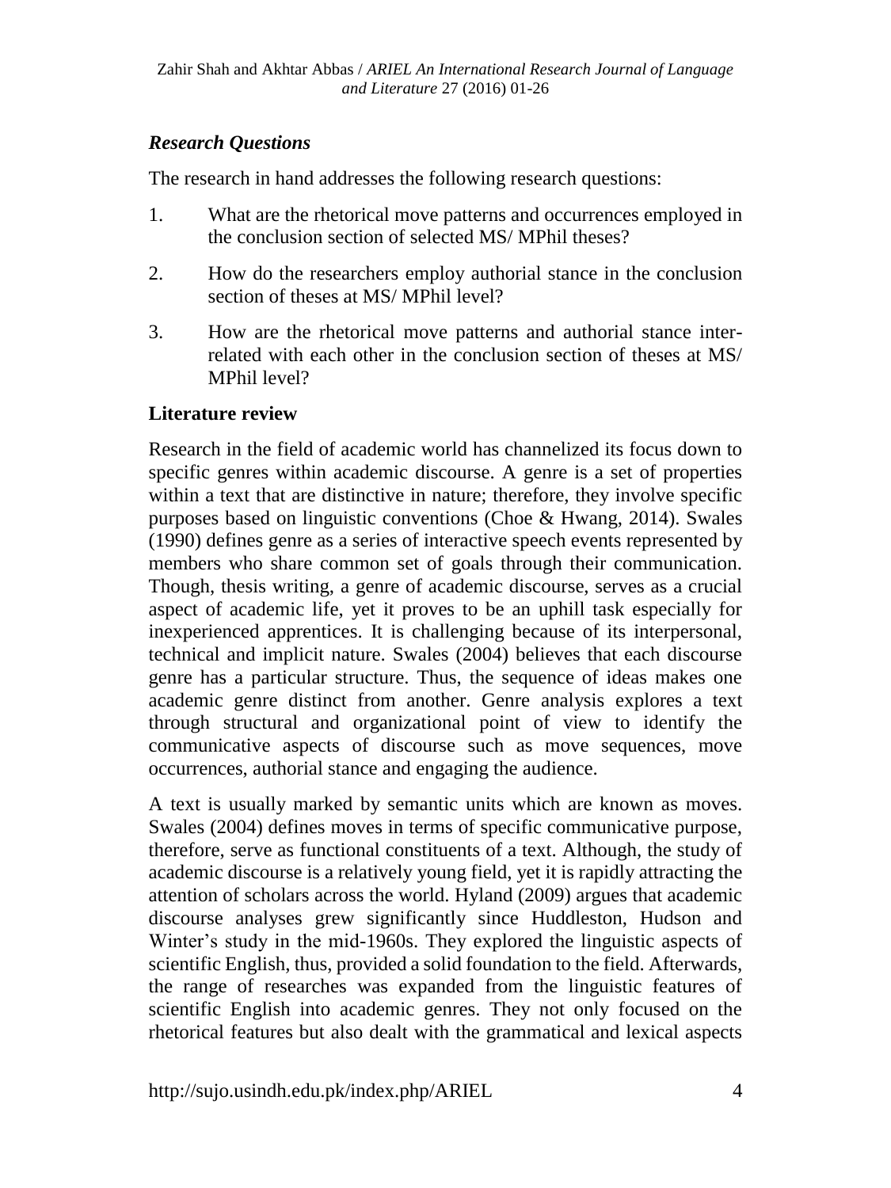### *Research Questions*

The research in hand addresses the following research questions:

1. What are the rhetorical move patterns and occurrences employed in the conclusion section of selected MS/ MPhil theses?
2. How do the researchers employ authorial stance in the conclusion section of theses at MS/ MPhil level?
3. How are the rhetorical move patterns and authorial stance inter-related with each other in the conclusion section of theses at MS/ MPhil level?

### Literature review

Research in the field of academic world has channelized its focus down to specific genres within academic discourse. A genre is a set of properties within a text that are distinctive in nature; therefore, they involve specific purposes based on linguistic conventions (Choe & Hwang, 2014). Swales (1990) defines genre as a series of interactive speech events represented by members who share common set of goals through their communication. Though, thesis writing, a genre of academic discourse, serves as a crucial aspect of academic life, yet it proves to be an uphill task especially for inexperienced apprentices. It is challenging because of its interpersonal, technical and implicit nature. Swales (2004) believes that each discourse genre has a particular structure. Thus, the sequence of ideas makes one academic genre distinct from another. Genre analysis explores a text through structural and organizational point of view to identify the communicative aspects of discourse such as move sequences, move occurrences, authorial stance and engaging the audience.

A text is usually marked by semantic units which are known as moves. Swales (2004) defines moves in terms of specific communicative purpose, therefore, serve as functional constituents of a text. Although, the study of academic discourse is a relatively young field, yet it is rapidly attracting the attention of scholars across the world. Hyland (2009) argues that academic discourse analyses grew significantly since Huddleston, Hudson and Winter's study in the mid-1960s. They explored the linguistic aspects of scientific English, thus, provided a solid foundation to the field. Afterwards, the range of researches was expanded from the linguistic features of scientific English into academic genres. They not only focused on the rhetorical features but also dealt with the grammatical and lexical aspects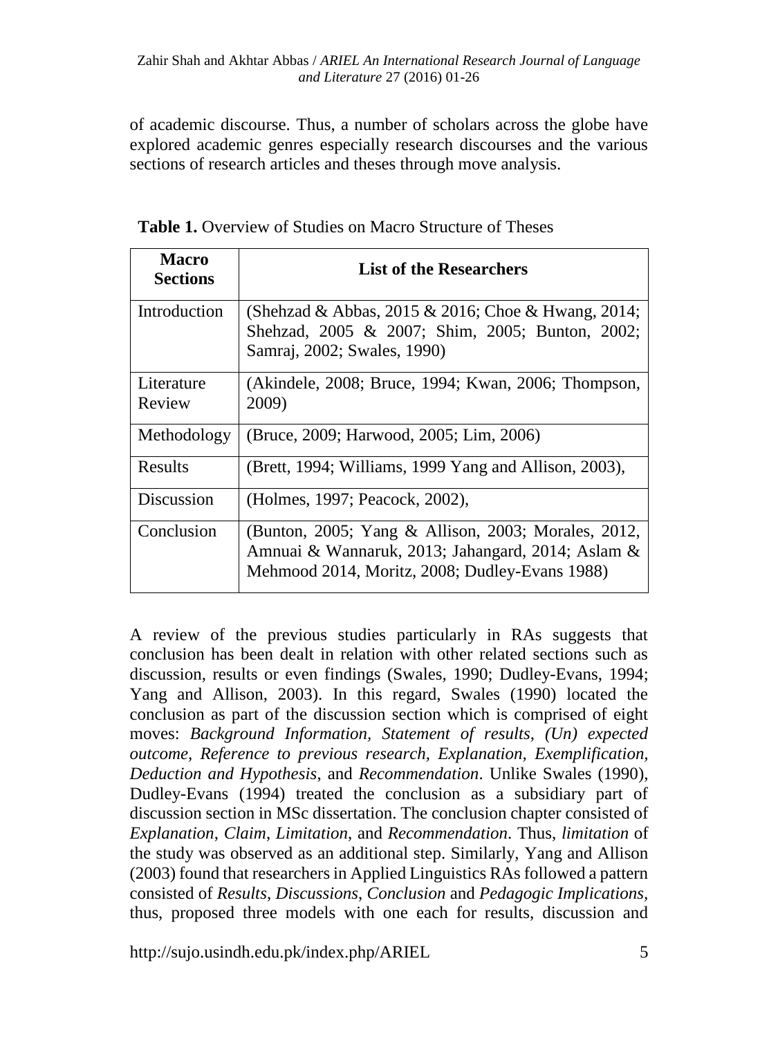of academic discourse. Thus, a number of scholars across the globe have explored academic genres especially research discourses and the various sections of research articles and theses through move analysis.

**Table 1.** Overview of Studies on Macro Structure of Theses

| **Macro Sections** | **List of the Researchers** |
|---|---|
| Introduction | (Shehzad & Abbas, 2015 & 2016; Choe & Hwang, 2014; Shehzad, 2005 & 2007; Shim, 2005; Bunton, 2002; Samraj, 2002; Swales, 1990) |
| Literature Review | (Akindele, 2008; Bruce, 1994; Kwan, 2006; Thompson, 2009) |
| Methodology | (Bruce, 2009; Harwood, 2005; Lim, 2006) |
| Results | (Brett, 1994; Williams, 1999 Yang and Allison, 2003), |
| Discussion | (Holmes, 1997; Peacock, 2002), |
| Conclusion | (Bunton, 2005; Yang & Allison, 2003; Morales, 2012, Amnuai & Wannaruk, 2013; Jahangard, 2014; Aslam & Mehmood 2014, Moritz, 2008; Dudley-Evans 1988) |

A review of the previous studies particularly in RAs suggests that conclusion has been dealt in relation with other related sections such as discussion, results or even findings (Swales, 1990; Dudley-Evans, 1994; Yang and Allison, 2003). In this regard, Swales (1990) located the conclusion as part of the discussion section which is comprised of eight moves: *Background Information, Statement of results, (Un) expected outcome, Reference to previous research, Explanation, Exemplification, Deduction and Hypothesis*, and *Recommendation*. Unlike Swales (1990), Dudley-Evans (1994) treated the conclusion as a subsidiary part of discussion section in MSc dissertation. The conclusion chapter consisted of *Explanation*, *Claim*, *Limitation*, and *Recommendation*. Thus, *limitation* of the study was observed as an additional step. Similarly, Yang and Allison (2003) found that researchers in Applied Linguistics RAs followed a pattern consisted of *Results*, *Discussions*, *Conclusion* and *Pedagogic Implications*, thus, proposed three models with one each for results, discussion and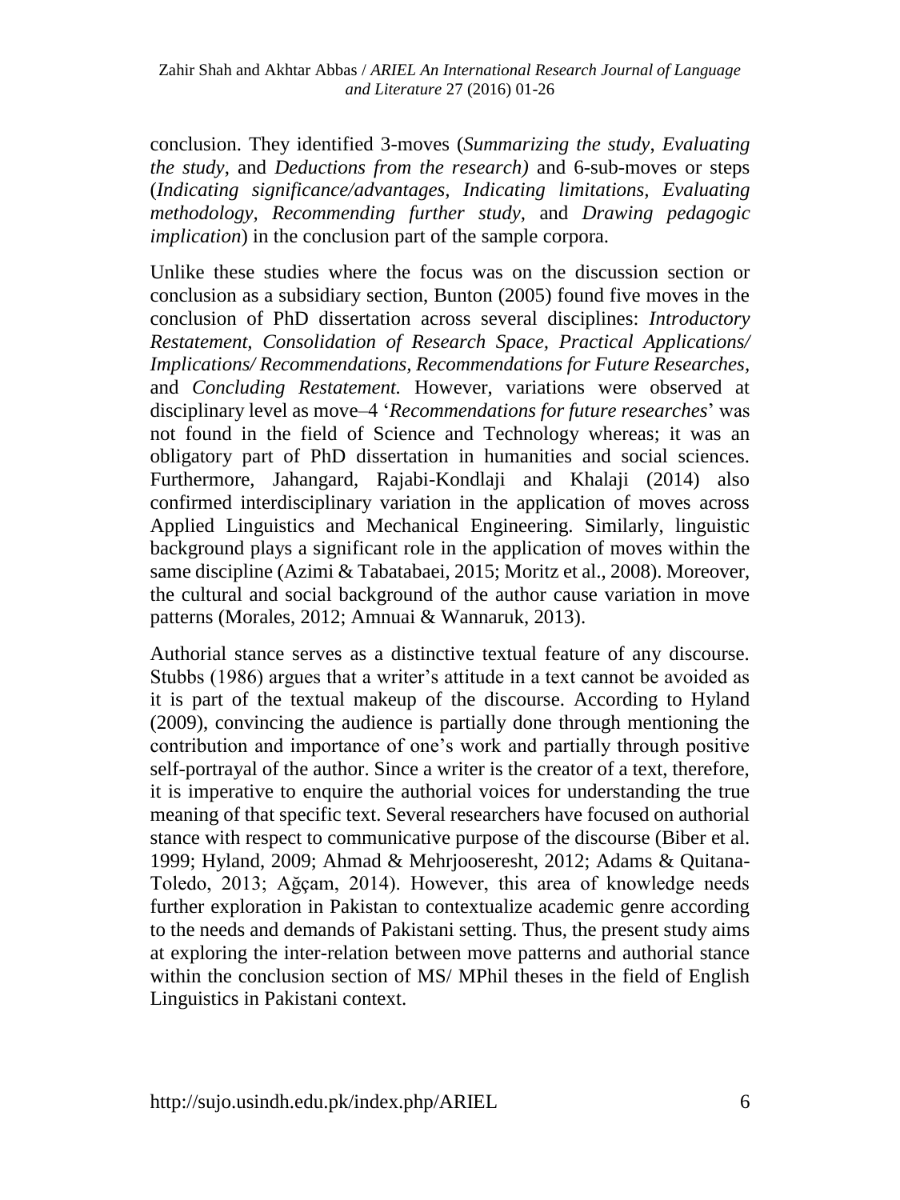conclusion. They identified 3-moves (*Summarizing the study*, *Evaluating the study*, and *Deductions from the research)* and 6-sub-moves or steps (*Indicating significance/advantages*, *Indicating limitations, Evaluating methodology, Recommending further study,* and *Drawing pedagogic implication*) in the conclusion part of the sample corpora.

Unlike these studies where the focus was on the discussion section or conclusion as a subsidiary section, Bunton (2005) found five moves in the conclusion of PhD dissertation across several disciplines: *Introductory Restatement, Consolidation of Research Space, Practical Applications/ Implications/ Recommendations, Recommendations for Future Researches,* and *Concluding Restatement.* However, variations were observed at disciplinary level as move–4 '*Recommendations for future researches*' was not found in the field of Science and Technology whereas; it was an obligatory part of PhD dissertation in humanities and social sciences. Furthermore, Jahangard, Rajabi-Kondlaji and Khalaji (2014) also confirmed interdisciplinary variation in the application of moves across Applied Linguistics and Mechanical Engineering. Similarly, linguistic background plays a significant role in the application of moves within the same discipline (Azimi & Tabatabaei, 2015; Moritz et al., 2008). Moreover, the cultural and social background of the author cause variation in move patterns (Morales, 2012; Amnuai & Wannaruk, 2013).

Authorial stance serves as a distinctive textual feature of any discourse. Stubbs (1986) argues that a writer's attitude in a text cannot be avoided as it is part of the textual makeup of the discourse. According to Hyland (2009), convincing the audience is partially done through mentioning the contribution and importance of one's work and partially through positive self-portrayal of the author. Since a writer is the creator of a text, therefore, it is imperative to enquire the authorial voices for understanding the true meaning of that specific text. Several researchers have focused on authorial stance with respect to communicative purpose of the discourse (Biber et al. 1999; Hyland, 2009; Ahmad & Mehrjooseresht, 2012; Adams & Quitana-Toledo, 2013; Ağçam, 2014). However, this area of knowledge needs further exploration in Pakistan to contextualize academic genre according to the needs and demands of Pakistani setting. Thus, the present study aims at exploring the inter-relation between move patterns and authorial stance within the conclusion section of MS/ MPhil theses in the field of English Linguistics in Pakistani context.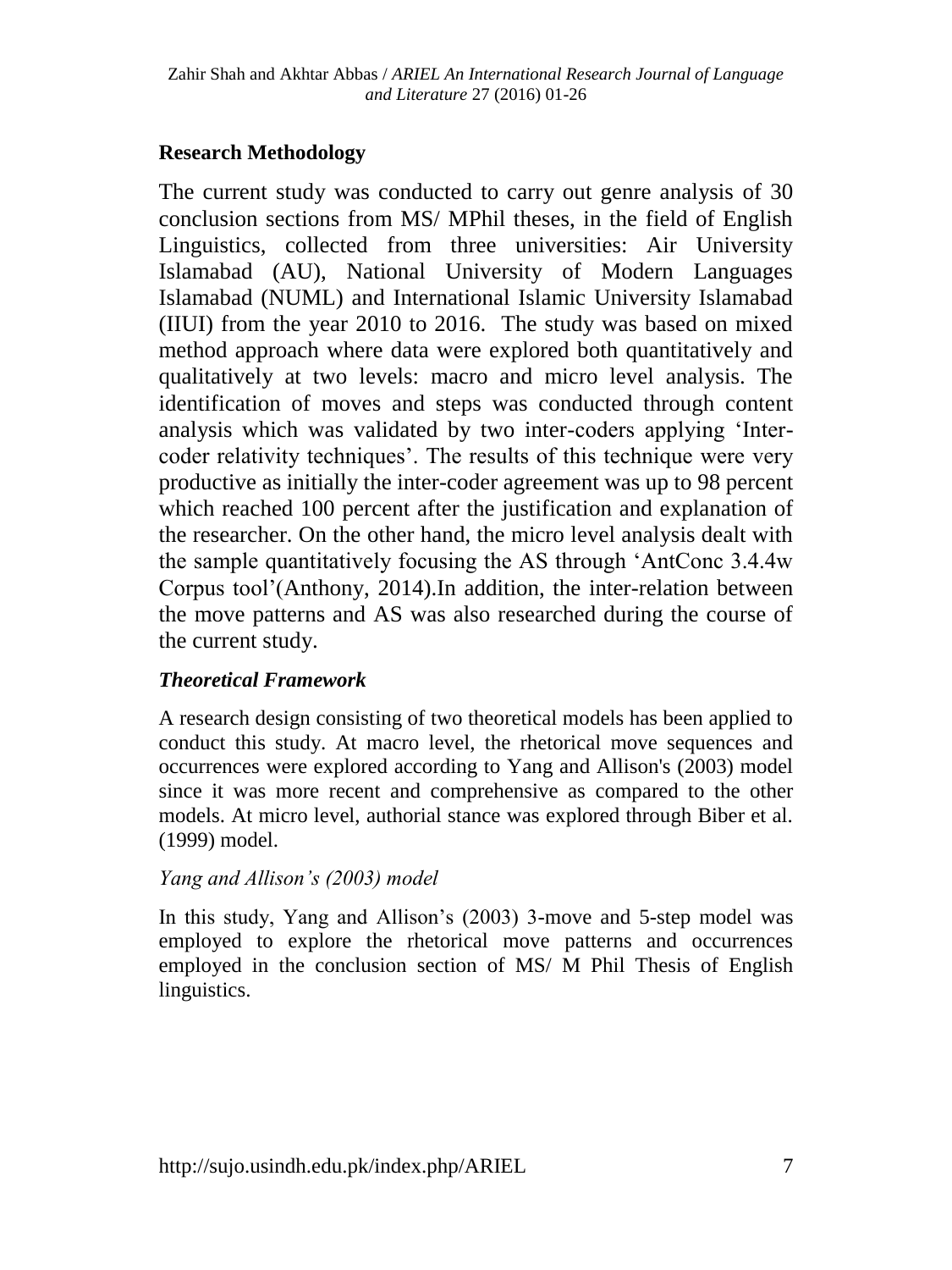## Research Methodology

The current study was conducted to carry out genre analysis of 30 conclusion sections from MS/ MPhil theses, in the field of English Linguistics, collected from three universities: Air University Islamabad (AU), National University of Modern Languages Islamabad (NUML) and International Islamic University Islamabad (IIUI) from the year 2010 to 2016. The study was based on mixed method approach where data were explored both quantitatively and qualitatively at two levels: macro and micro level analysis. The identification of moves and steps was conducted through content analysis which was validated by two inter-coders applying 'Inter-coder relativity techniques'. The results of this technique were very productive as initially the inter-coder agreement was up to 98 percent which reached 100 percent after the justification and explanation of the researcher. On the other hand, the micro level analysis dealt with the sample quantitatively focusing the AS through 'AntConc 3.4.4w Corpus tool'(Anthony, 2014).In addition, the inter-relation between the move patterns and AS was also researched during the course of the current study.

### *Theoretical Framework*

A research design consisting of two theoretical models has been applied to conduct this study. At macro level, the rhetorical move sequences and occurrences were explored according to Yang and Allison's (2003) model since it was more recent and comprehensive as compared to the other models. At micro level, authorial stance was explored through Biber et al. (1999) model.

#### *Yang and Allison's (2003) model*

In this study, Yang and Allison's (2003) 3-move and 5-step model was employed to explore the rhetorical move patterns and occurrences employed in the conclusion section of MS/ M Phil Thesis of English linguistics.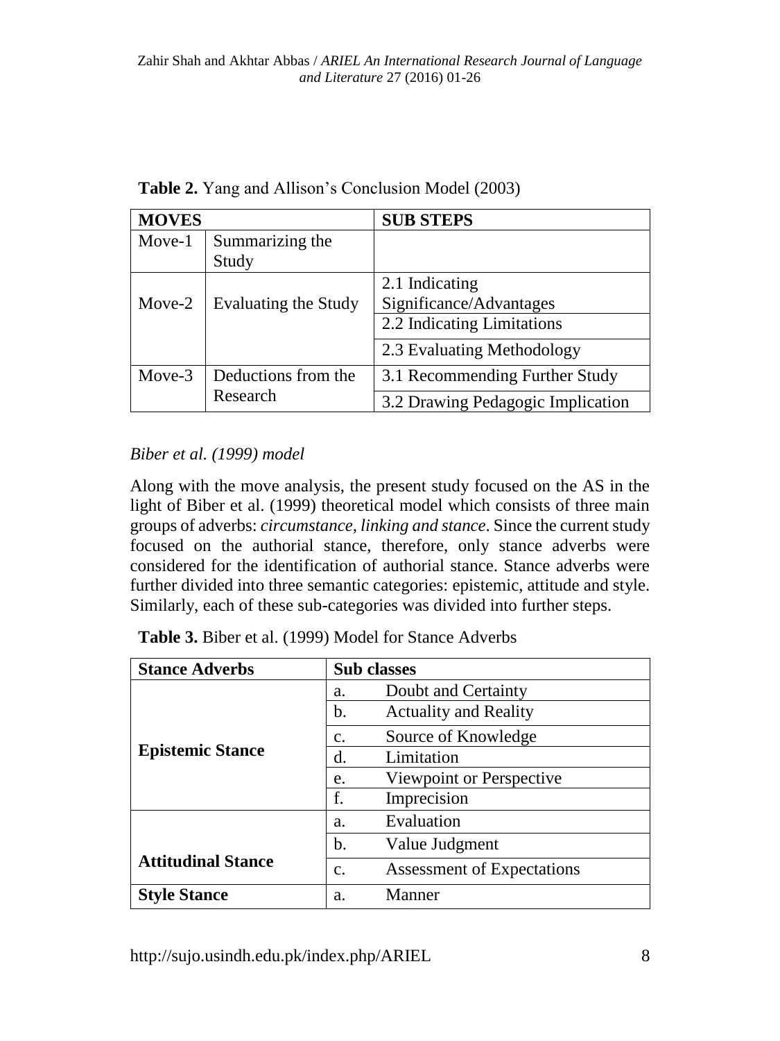**Table 2.** Yang and Allison's Conclusion Model (2003)

| MOVES | | SUB STEPS |
|---|---|---|
| Move-1 | Summarizing the Study | |
| Move-2 | Evaluating the Study | 2.1 Indicating Significance/Advantages |
| | | 2.2 Indicating Limitations |
| | | 2.3 Evaluating Methodology |
| Move-3 | Deductions from the Research | 3.1 Recommending Further Study |
| | | 3.2 Drawing Pedagogic Implication |

*Biber et al. (1999) model*

Along with the move analysis, the present study focused on the AS in the light of Biber et al. (1999) theoretical model which consists of three main groups of adverbs: *circumstance, linking and stance*. Since the current study focused on the authorial stance, therefore, only stance adverbs were considered for the identification of authorial stance. Stance adverbs were further divided into three semantic categories: epistemic, attitude and style. Similarly, each of these sub-categories was divided into further steps.

**Table 3.** Biber et al. (1999) Model for Stance Adverbs

| Stance Adverbs | Sub classes |
|---|---|
| Epistemic Stance | a. Doubt and Certainty |
| | b. Actuality and Reality |
| | c. Source of Knowledge |
| | d. Limitation |
| | e. Viewpoint or Perspective |
| | f. Imprecision |
| Attitudinal Stance | a. Evaluation |
| | b. Value Judgment |
| | c. Assessment of Expectations |
| Style Stance | a. Manner |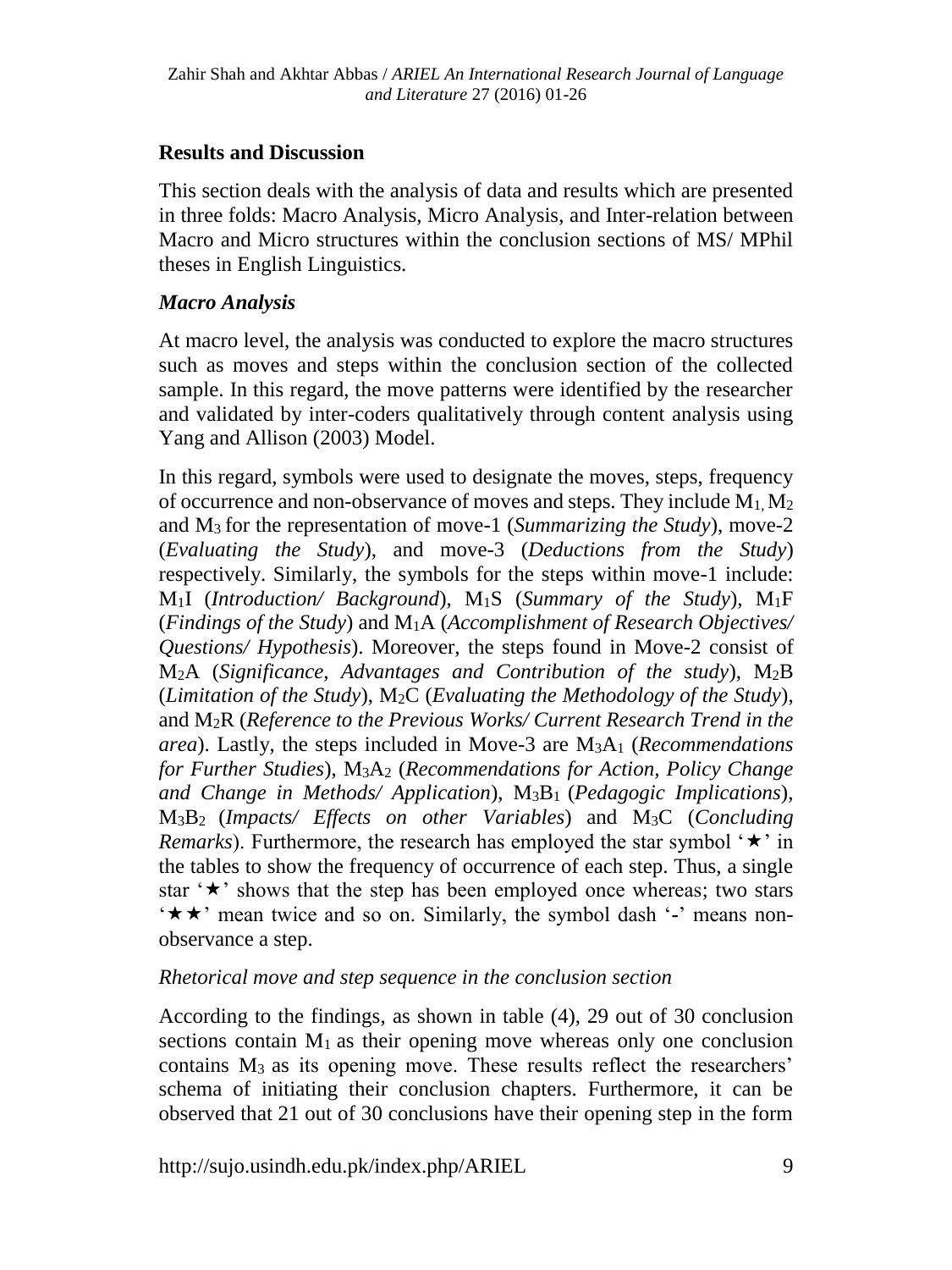## Results and Discussion

This section deals with the analysis of data and results which are presented in three folds: Macro Analysis, Micro Analysis, and Inter-relation between Macro and Micro structures within the conclusion sections of MS/ MPhil theses in English Linguistics.

### *Macro Analysis*

At macro level, the analysis was conducted to explore the macro structures such as moves and steps within the conclusion section of the collected sample. In this regard, the move patterns were identified by the researcher and validated by inter-coders qualitatively through content analysis using Yang and Allison (2003) Model.

In this regard, symbols were used to designate the moves, steps, frequency of occurrence and non-observance of moves and steps. They include $M_1$, $M_2$ and $M_3$ for the representation of move-1 (*Summarizing the Study*), move-2 (*Evaluating the Study*), and move-3 (*Deductions from the Study*) respectively. Similarly, the symbols for the steps within move-1 include: $M_1I$ (*Introduction/ Background*), $M_1S$ (*Summary of the Study*), $M_1F$ (*Findings of the Study*) and $M_1A$ (*Accomplishment of Research Objectives/ Questions/ Hypothesis*). Moreover, the steps found in Move-2 consist of $M_2A$ (*Significance, Advantages and Contribution of the study*), $M_2B$ (*Limitation of the Study*), $M_2C$ (*Evaluating the Methodology of the Study*), and $M_2R$ (*Reference to the Previous Works/ Current Research Trend in the area*). Lastly, the steps included in Move-3 are $M_3A_1$ (*Recommendations for Further Studies*), $M_3A_2$ (*Recommendations for Action, Policy Change and Change in Methods/ Application*), $M_3B_1$ (*Pedagogic Implications*), $M_3B_2$ (*Impacts/ Effects on other Variables*) and $M_3C$ (*Concluding Remarks*). Furthermore, the research has employed the star symbol '★' in the tables to show the frequency of occurrence of each step. Thus, a single star '★' shows that the step has been employed once whereas; two stars '★★' mean twice and so on. Similarly, the symbol dash '-' means non-observance a step.

*Rhetorical move and step sequence in the conclusion section*

According to the findings, as shown in table (4), 29 out of 30 conclusion sections contain $M_1$ as their opening move whereas only one conclusion contains $M_3$ as its opening move. These results reflect the researchers' schema of initiating their conclusion chapters. Furthermore, it can be observed that 21 out of 30 conclusions have their opening step in the form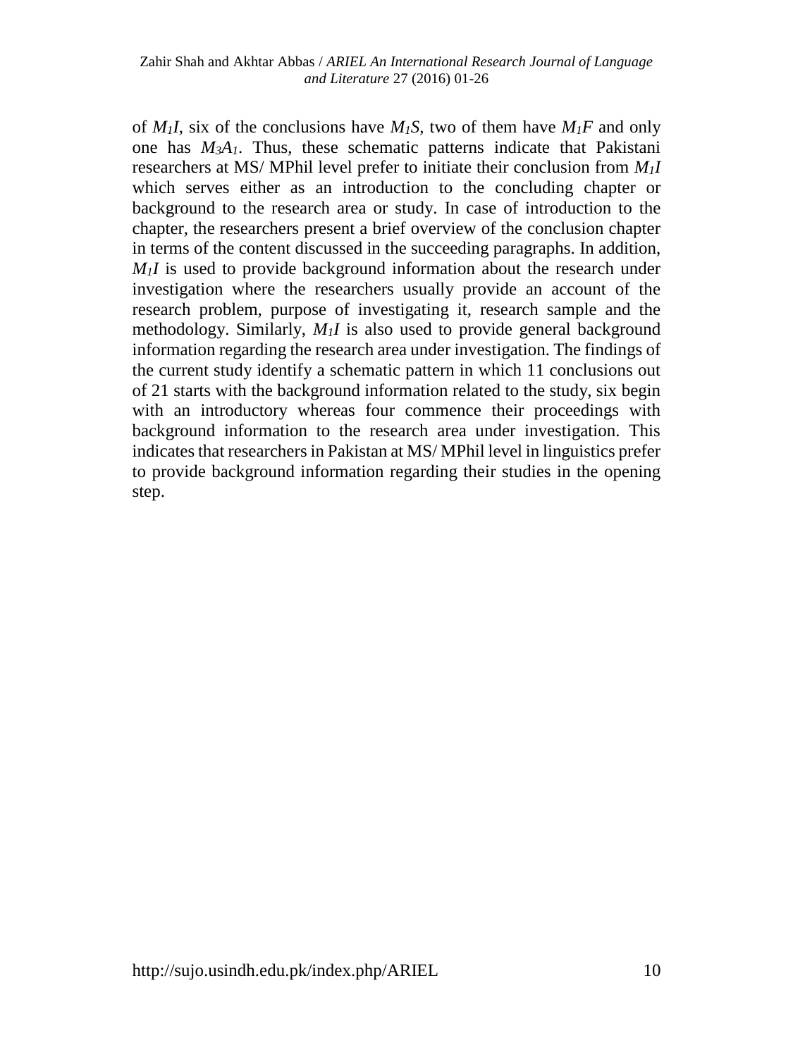of $M_1I$, six of the conclusions have $M_1S$, two of them have $M_1F$ and only one has $M_3A_1$. Thus, these schematic patterns indicate that Pakistani researchers at MS/ MPhil level prefer to initiate their conclusion from $M_1I$ which serves either as an introduction to the concluding chapter or background to the research area or study. In case of introduction to the chapter, the researchers present a brief overview of the conclusion chapter in terms of the content discussed in the succeeding paragraphs. In addition, $M_1I$ is used to provide background information about the research under investigation where the researchers usually provide an account of the research problem, purpose of investigating it, research sample and the methodology. Similarly, $M_1I$ is also used to provide general background information regarding the research area under investigation. The findings of the current study identify a schematic pattern in which 11 conclusions out of 21 starts with the background information related to the study, six begin with an introductory whereas four commence their proceedings with background information to the research area under investigation. This indicates that researchers in Pakistan at MS/ MPhil level in linguistics prefer to provide background information regarding their studies in the opening step.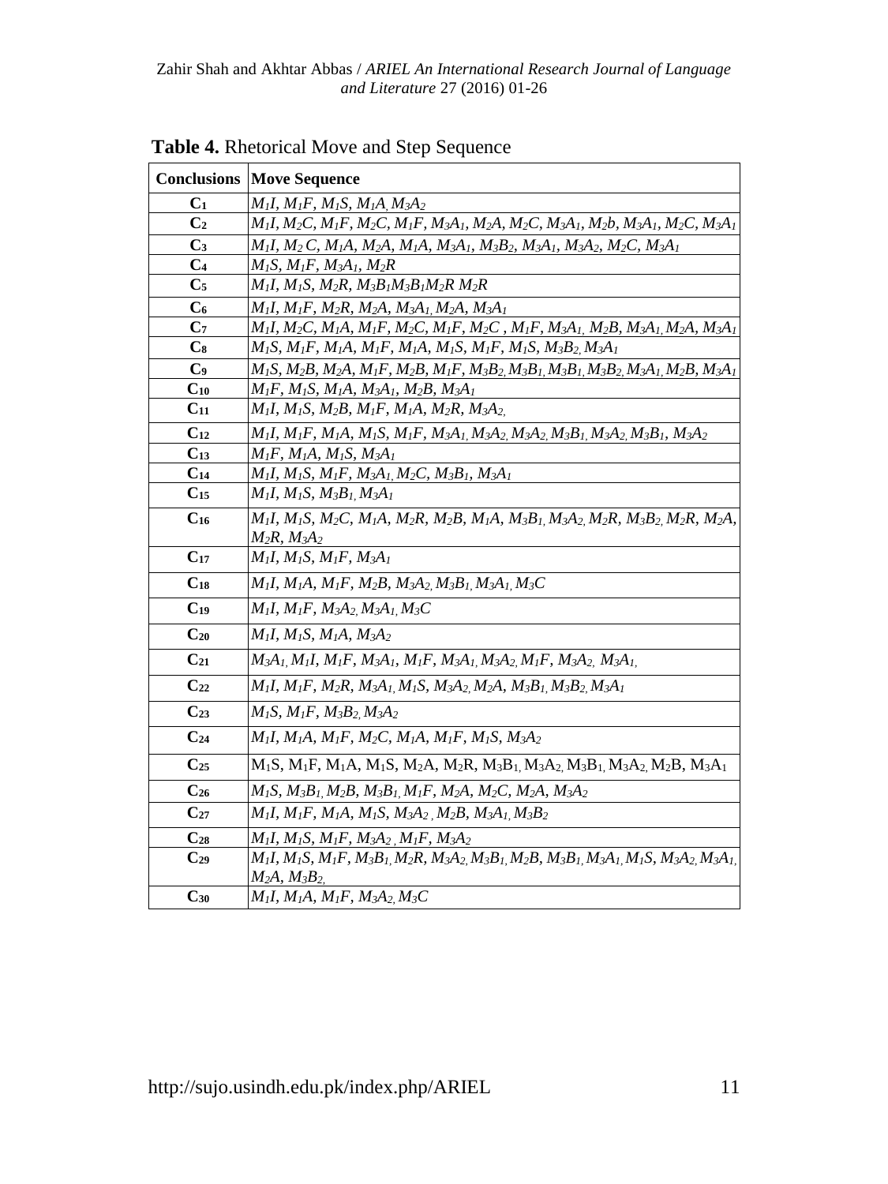**Table 4.** Rhetorical Move and Step Sequence

| Conclusions | Move Sequence |
|---|---|
| $C_1$ | $M_1I$, $M_1F$, $M_1S$, $M_1A$, $M_3A_2$ |
| $C_2$ | $M_1I$, $M_2C$, $M_1F$, $M_2C$, $M_1F$, $M_3A_1$, $M_2A$, $M_2C$, $M_3A_1$, $M_2b$, $M_3A_1$, $M_2C$, $M_3A_1$ |
| $C_3$ | $M_1I$, $M_2C$, $M_1A$, $M_2A$, $M_1A$, $M_3A_1$, $M_3B_2$, $M_3A_1$, $M_3A_2$, $M_2C$, $M_3A_1$ |
| $C_4$ | $M_1S$, $M_1F$, $M_3A_1$, $M_2R$ |
| $C_5$ | $M_1I$, $M_1S$, $M_2R$, $M_3B_1M_3B_1M_2R$ $M_2R$ |
| $C_6$ | $M_1I$, $M_1F$, $M_2R$, $M_2A$, $M_3A_1$, $M_2A$, $M_3A_1$ |
| $C_7$ | $M_1I$, $M_2C$, $M_1A$, $M_1F$, $M_2C$, $M_1F$, $M_2C$ , $M_1F$, $M_3A_1$, $M_2B$, $M_3A_1$, $M_2A$, $M_3A_1$ |
| $C_8$ | $M_1S$, $M_1F$, $M_1A$, $M_1F$, $M_1A$, $M_1S$, $M_1F$, $M_1S$, $M_3B_2$, $M_3A_1$ |
| $C_9$ | $M_1S$, $M_2B$, $M_2A$, $M_1F$, $M_2B$, $M_1F$, $M_3B_2$, $M_3B_1$, $M_3B_1$, $M_3B_2$, $M_3A_1$, $M_2B$, $M_3A_1$ |
| $C_{10}$ | $M_1F$, $M_1S$, $M_1A$, $M_3A_1$, $M_2B$, $M_3A_1$ |
| $C_{11}$ | $M_1I$, $M_1S$, $M_2B$, $M_1F$, $M_1A$, $M_2R$, $M_3A_2$, |
| $C_{12}$ | $M_1I$, $M_1F$, $M_1A$, $M_1S$, $M_1F$, $M_3A_1$, $M_3A_2$, $M_3A_2$, $M_3B_1$, $M_3A_2$, $M_3B_1$, $M_3A_2$ |
| $C_{13}$ | $M_1F$, $M_1A$, $M_1S$, $M_3A_1$ |
| $C_{14}$ | $M_1I$, $M_1S$, $M_1F$, $M_3A_1$, $M_2C$, $M_3B_1$, $M_3A_1$ |
| $C_{15}$ | $M_1I$, $M_1S$, $M_3B_1$, $M_3A_1$ |
| $C_{16}$ | $M_1I$, $M_1S$, $M_2C$, $M_1A$, $M_2R$, $M_2B$, $M_1A$, $M_3B_1$, $M_3A_2$, $M_2R$, $M_3B_2$, $M_2R$, $M_2A$, $M_2R$, $M_3A_2$ |
| $C_{17}$ | $M_1I$, $M_1S$, $M_1F$, $M_3A_1$ |
| $C_{18}$ | $M_1I$, $M_1A$, $M_1F$, $M_2B$, $M_3A_2$, $M_3B_1$, $M_3A_1$, $M_3C$ |
| $C_{19}$ | $M_1I$, $M_1F$, $M_3A_2$, $M_3A_1$, $M_3C$ |
| $C_{20}$ | $M_1I$, $M_1S$, $M_1A$, $M_3A_2$ |
| $C_{21}$ | $M_3A_1$, $M_1I$, $M_1F$, $M_3A_1$, $M_1F$, $M_3A_1$, $M_3A_2$, $M_1F$, $M_3A_2$, $M_3A_1$, |
| $C_{22}$ | $M_1I$, $M_1F$, $M_2R$, $M_3A_1$, $M_1S$, $M_3A_2$, $M_2A$, $M_3B_1$, $M_3B_2$, $M_3A_1$ |
| $C_{23}$ | $M_1S$, $M_1F$, $M_3B_2$, $M_3A_2$ |
| $C_{24}$ | $M_1I$, $M_1A$, $M_1F$, $M_2C$, $M_1A$, $M_1F$, $M_1S$, $M_3A_2$ |
| $C_{25}$ | $M_1S$, $M_1F$, $M_1A$, $M_1S$, $M_2A$, $M_2R$, $M_3B_1$, $M_3A_2$, $M_3B_1$, $M_3A_2$, $M_2B$, $M_3A_1$ |
| $C_{26}$ | $M_1S$, $M_3B_1$, $M_2B$, $M_3B_1$, $M_1F$, $M_2A$, $M_2C$, $M_2A$, $M_3A_2$ |
| $C_{27}$ | $M_1I$, $M_1F$, $M_1A$, $M_1S$, $M_3A_2$ , $M_2B$, $M_3A_1$, $M_3B_2$ |
| $C_{28}$ | $M_1I$, $M_1S$, $M_1F$, $M_3A_2$ , $M_1F$, $M_3A_2$ |
| $C_{29}$ | $M_1I$, $M_1S$, $M_1F$, $M_3B_1$, $M_2R$, $M_3A_2$, $M_3B_1$, $M_2B$, $M_3B_1$, $M_3A_1$, $M_1S$, $M_3A_2$, $M_3A_1$, $M_2A$, $M_3B_2$, |
| $C_{30}$ | $M_1I$, $M_1A$, $M_1F$, $M_3A_2$, $M_3C$ |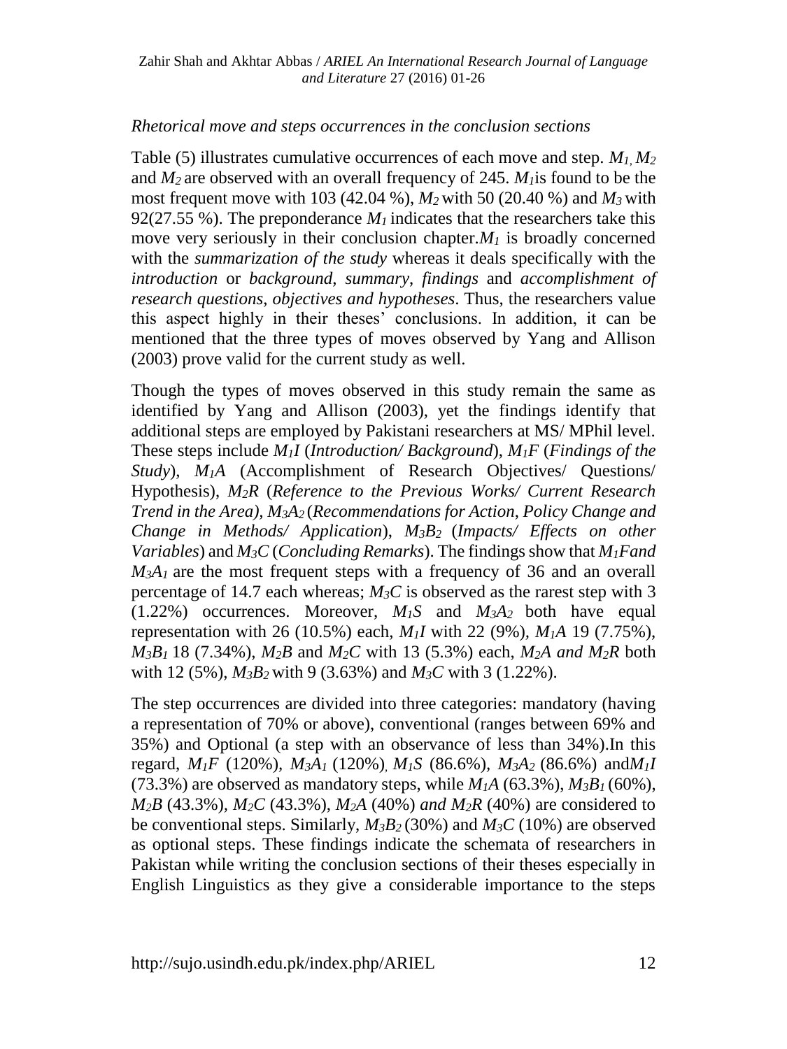*Rhetorical move and steps occurrences in the conclusion sections*

Table (5) illustrates cumulative occurrences of each move and step. $M_1$, $M_2$ and $M_2$ are observed with an overall frequency of 245. $M_1$is found to be the most frequent move with 103 (42.04 %), $M_2$ with 50 (20.40 %) and $M_3$ with 92(27.55 %). The preponderance $M_1$ indicates that the researchers take this move very seriously in their conclusion chapter.$M_1$ is broadly concerned with the *summarization of the study* whereas it deals specifically with the *introduction* or *background*, *summary*, *findings* and *accomplishment of research questions, objectives and hypotheses*. Thus, the researchers value this aspect highly in their theses' conclusions. In addition, it can be mentioned that the three types of moves observed by Yang and Allison (2003) prove valid for the current study as well.

Though the types of moves observed in this study remain the same as identified by Yang and Allison (2003), yet the findings identify that additional steps are employed by Pakistani researchers at MS/ MPhil level. These steps include $M_1I$ (*Introduction/ Background*), $M_1F$ (*Findings of the Study*), $M_1A$ (Accomplishment of Research Objectives/ Questions/ Hypothesis), $M_2R$ (*Reference to the Previous Works/ Current Research Trend in the Area), $M_3A_2$ (Recommendations for Action, Policy Change and Change in Methods/ Application*), $M_3B_2$ (*Impacts/ Effects on other Variables*) and $M_3C$ (*Concluding Remarks*). The findings show that $M_1F$and $M_3A_1$ are the most frequent steps with a frequency of 36 and an overall percentage of 14.7 each whereas; $M_3C$ is observed as the rarest step with 3 (1.22%) occurrences. Moreover, $M_1S$ and $M_3A_2$ both have equal representation with 26 (10.5%) each, $M_1I$ with 22 (9%), $M_1A$ 19 (7.75%), $M_3B_1$ 18 (7.34%), $M_2B$ and $M_2C$ with 13 (5.3%) each, $M_2A$ *and* $M_2R$ both with 12 (5%), $M_3B_2$ with 9 (3.63%) and $M_3C$ with 3 (1.22%).

The step occurrences are divided into three categories: mandatory (having a representation of 70% or above), conventional (ranges between 69% and 35%) and Optional (a step with an observance of less than 34%).In this regard, $M_1F$ (120%), $M_3A_1$ (120%), $M_1S$ (86.6%), $M_3A_2$ (86.6%) and$M_1I$ (73.3%) are observed as mandatory steps, while $M_1A$ (63.3%), $M_3B_1$ (60%), $M_2B$ (43.3%), $M_2C$ (43.3%), $M_2A$ (40%) *and* $M_2R$ (40%) are considered to be conventional steps. Similarly, $M_3B_2$ (30%) and $M_3C$ (10%) are observed as optional steps. These findings indicate the schemata of researchers in Pakistan while writing the conclusion sections of their theses especially in English Linguistics as they give a considerable importance to the steps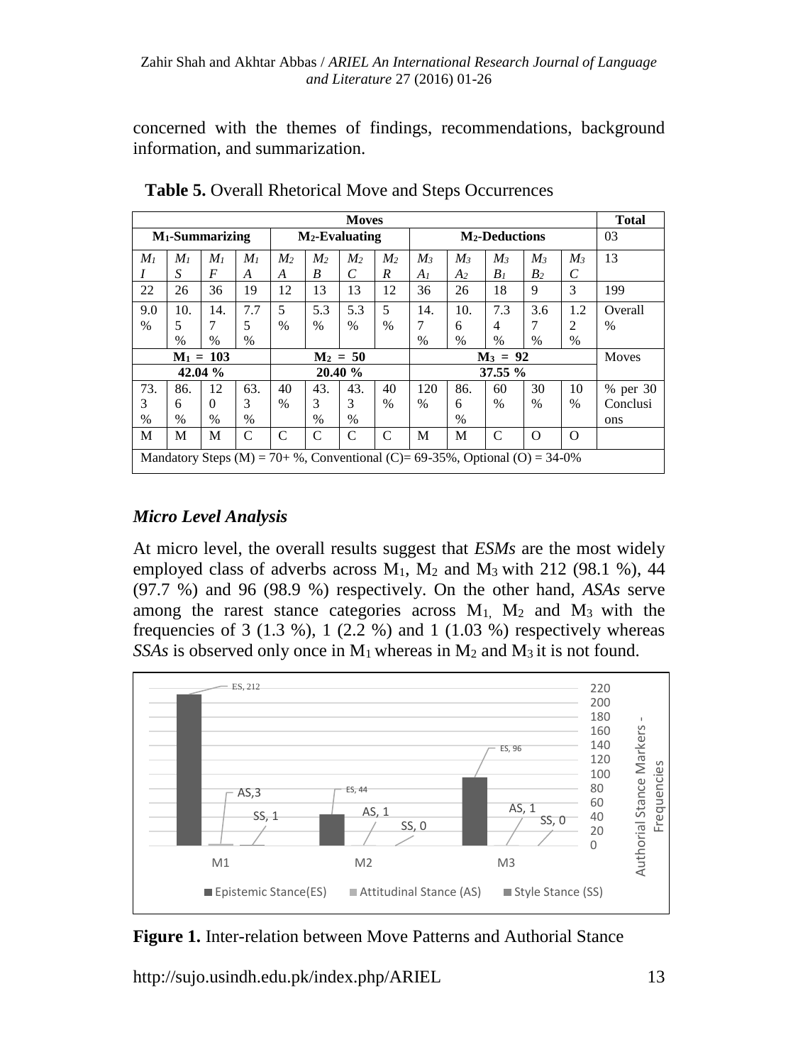concerned with the themes of findings, recommendations, background information, and summarization.

**Table 5.** Overall Rhetorical Move and Steps Occurrences

| Moves | | | | | | | | | | | | | Total |
|---|---|---|---|---|---|---|---|---|---|---|---|---|---|
| $M_1$-Summarizing | | | | $M_2$-Evaluating | | | | $M_2$-Deductions | | | | | 03 |
| *$M_1$ I* | *$M_1$ S* | *$M_1$ F* | *$M_1$ A* | *$M_2$ A* | *$M_2$ B* | *$M_2$ C* | *$M_2$ R* | *$M_3$ $A_1$* | *$M_3$ $A_2$* | *$M_3$ $B_1$* | *$M_3$ $B_2$* | *$M_3$ C* | 13 |
| 22 | 26 | 36 | 19 | 12 | 13 | 13 | 12 | 36 | 26 | 18 | 9 | 3 | 199 |
| 9.0 % | 10.5 % | 14.7 % | 7.75 % | 5 % | 5.3 % | 5.3 % | 5 % | 14.7 % | 10.6 % | 7.34 % | 3.67 % | 1.22 % | Overall % |
| $M_1$ = 103 | | | | $M_2$ = 50 | | | | $M_3$ = 92 | | | | | Moves |
| 42.04 % | | | | 20.40 % | | | | 37.55 % | | | | | |
| 73.3 % | 86.6 % | 120 % | 63.3 % | 40 % | 43.3 % | 43.3 % | 40 % | 120 % | 86.6 % | 60 % | 30 % | 10 % | % per 30 Conclusions |
| M | M | M | C | C | C | C | C | M | M | C | O | O | |
| Mandatory Steps (M) = 70+ %, Conventional (C)= 69-35%, Optional (O) = 34-0% | | | | | | | | | | | | | |

### *Micro Level Analysis*

At micro level, the overall results suggest that *ESMs* are the most widely employed class of adverbs across $M_1$, $M_2$ and $M_3$ with 212 (98.1 %), 44 (97.7 %) and 96 (98.9 %) respectively. On the other hand, *ASAs* serve among the rarest stance categories across $M_1$, $M_2$ and $M_3$ with the frequencies of 3 (1.3 %), 1 (2.2 %) and 1 (1.03 %) respectively whereas *SSAs* is observed only once in $M_1$ whereas in $M_2$ and $M_3$ it is not found.

**Figure 1.** Inter-relation between Move Patterns and Authorial Stance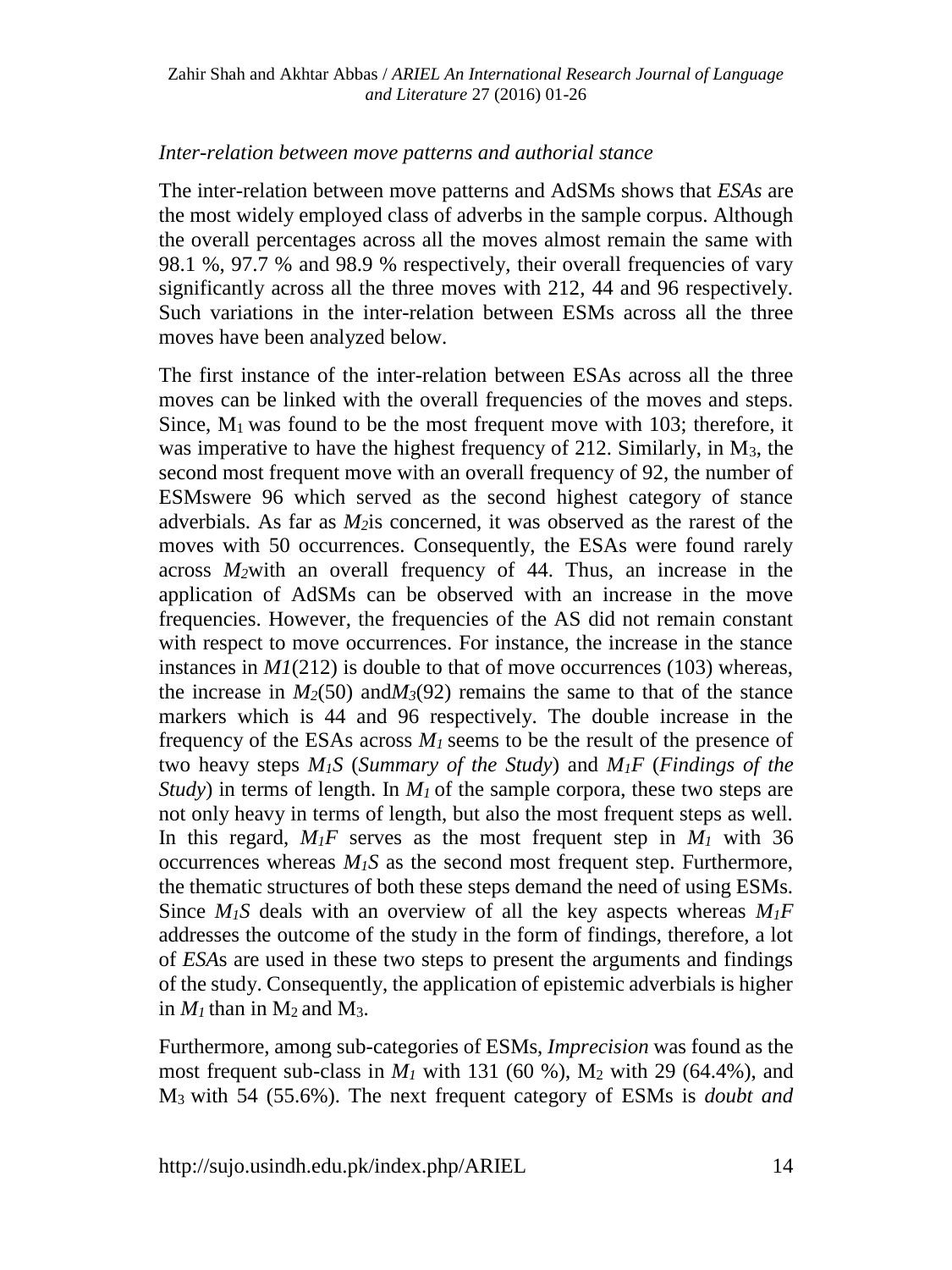*Inter-relation between move patterns and authorial stance*

The inter-relation between move patterns and AdSMs shows that *ESAs* are the most widely employed class of adverbs in the sample corpus. Although the overall percentages across all the moves almost remain the same with 98.1 %, 97.7 % and 98.9 % respectively, their overall frequencies of vary significantly across all the three moves with 212, 44 and 96 respectively. Such variations in the inter-relation between ESMs across all the three moves have been analyzed below.

The first instance of the inter-relation between ESAs across all the three moves can be linked with the overall frequencies of the moves and steps. Since, $M_1$ was found to be the most frequent move with 103; therefore, it was imperative to have the highest frequency of 212. Similarly, in $M_3$, the second most frequent move with an overall frequency of 92, the number of ESMswere 96 which served as the second highest category of stance adverbials. As far as $M_2$is concerned, it was observed as the rarest of the moves with 50 occurrences. Consequently, the ESAs were found rarely across $M_2$with an overall frequency of 44. Thus, an increase in the application of AdSMs can be observed with an increase in the move frequencies. However, the frequencies of the AS did not remain constant with respect to move occurrences. For instance, the increase in the stance instances in *M1*(212) is double to that of move occurrences (103) whereas, the increase in $M_2$(50) and$M_3$(92) remains the same to that of the stance markers which is 44 and 96 respectively. The double increase in the frequency of the ESAs across $M_1$ seems to be the result of the presence of two heavy steps $M_1S$ (*Summary of the Study*) and $M_1F$ (*Findings of the Study*) in terms of length. In $M_1$ of the sample corpora, these two steps are not only heavy in terms of length, but also the most frequent steps as well. In this regard, $M_1F$ serves as the most frequent step in $M_1$ with 36 occurrences whereas $M_1S$ as the second most frequent step. Furthermore, the thematic structures of both these steps demand the need of using ESMs. Since $M_1S$ deals with an overview of all the key aspects whereas $M_1F$ addresses the outcome of the study in the form of findings, therefore, a lot of *ESA*s are used in these two steps to present the arguments and findings of the study. Consequently, the application of epistemic adverbials is higher in $M_1$ than in $M_2$ and $M_3$.

Furthermore, among sub-categories of ESMs, *Imprecision* was found as the most frequent sub-class in $M_1$ with 131 (60 %), $M_2$ with 29 (64.4%), and $M_3$ with 54 (55.6%). The next frequent category of ESMs is *doubt and*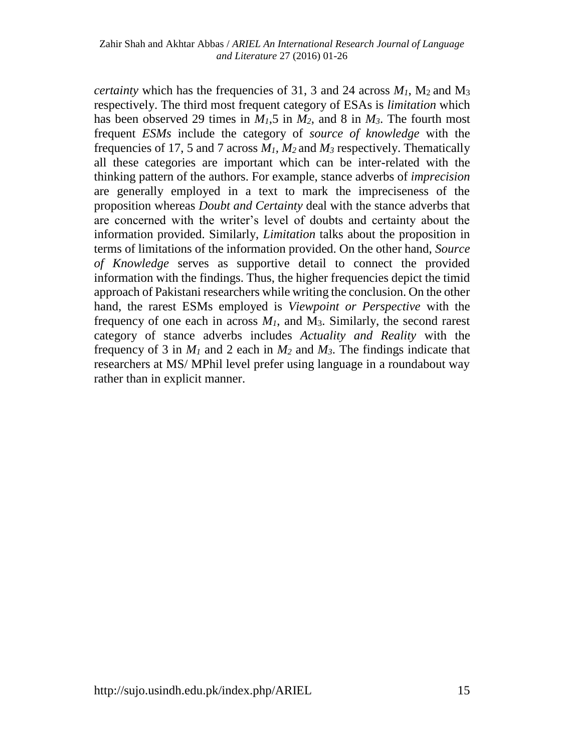*certainty* which has the frequencies of 31, 3 and 24 across $M_1$, $M_2$ and $M_3$ respectively. The third most frequent category of ESAs is *limitation* which has been observed 29 times in $M_1$,5 in $M_2$, and 8 in $M_3$. The fourth most frequent *ESMs* include the category of *source of knowledge* with the frequencies of 17, 5 and 7 across $M_1$, $M_2$ and $M_3$ respectively. Thematically all these categories are important which can be inter-related with the thinking pattern of the authors. For example, stance adverbs of *imprecision* are generally employed in a text to mark the impreciseness of the proposition whereas *Doubt and Certainty* deal with the stance adverbs that are concerned with the writer's level of doubts and certainty about the information provided. Similarly, *Limitation* talks about the proposition in terms of limitations of the information provided. On the other hand, *Source of Knowledge* serves as supportive detail to connect the provided information with the findings. Thus, the higher frequencies depict the timid approach of Pakistani researchers while writing the conclusion. On the other hand, the rarest ESMs employed is *Viewpoint or Perspective* with the frequency of one each in across $M_1$, and $M_3$. Similarly, the second rarest category of stance adverbs includes *Actuality and Reality* with the frequency of 3 in $M_1$ and 2 each in $M_2$ and $M_3$. The findings indicate that researchers at MS/ MPhil level prefer using language in a roundabout way rather than in explicit manner.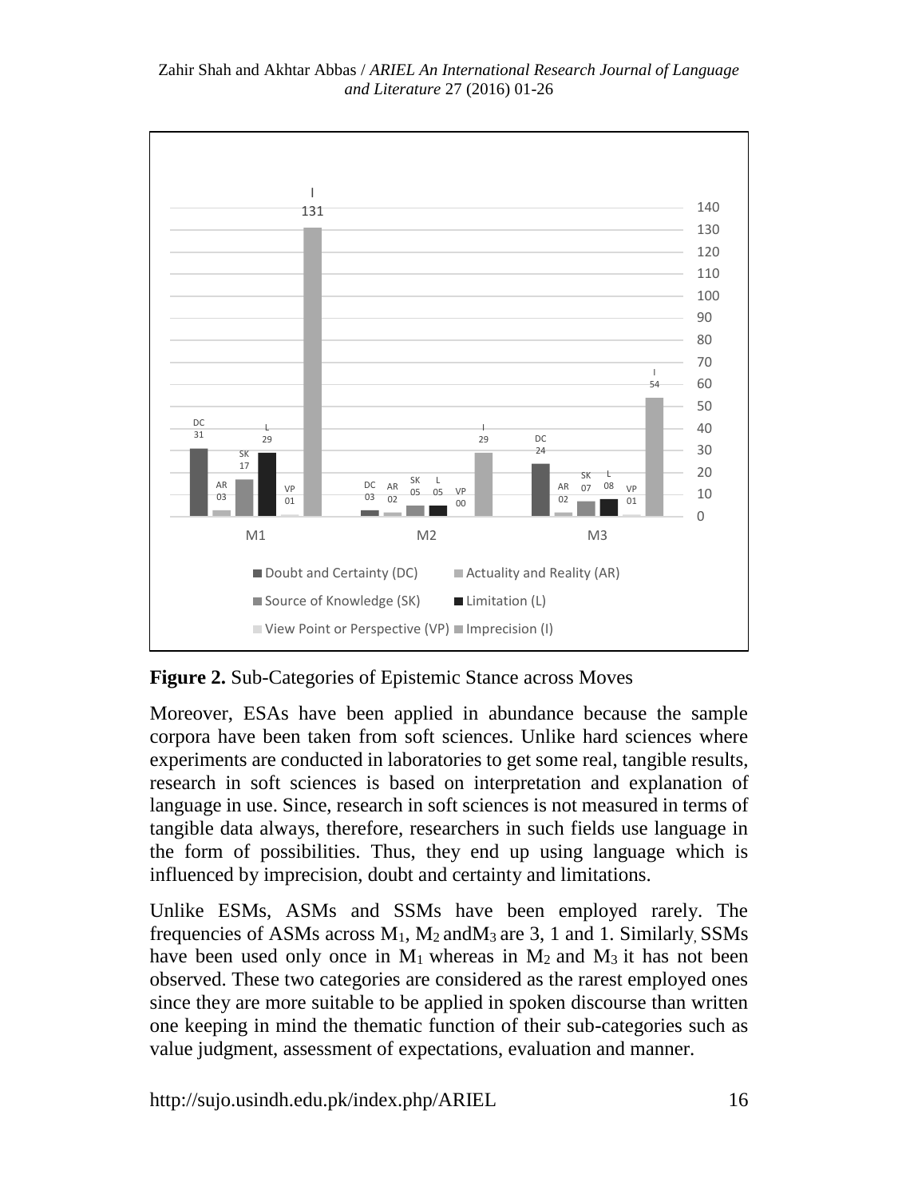| | Doubt and Certainty (DC) | Actuality and Reality (AR) | Source of Knowledge (SK) | Limitation (L) | View Point or Perspective (VP) | Imprecision (I) |
|---|---|---|---|---|---|---|
| M1 | 31 | 03 | 17 | 29 | 01 | 131 |
| M2 | 03 | 02 | 05 | 05 | 00 | 29 |
| M3 | 24 | 02 | 07 | 08 | 01 | 54 |

**Figure 2.** Sub-Categories of Epistemic Stance across Moves

Moreover, ESAs have been applied in abundance because the sample corpora have been taken from soft sciences. Unlike hard sciences where experiments are conducted in laboratories to get some real, tangible results, research in soft sciences is based on interpretation and explanation of language in use. Since, research in soft sciences is not measured in terms of tangible data always, therefore, researchers in such fields use language in the form of possibilities. Thus, they end up using language which is influenced by imprecision, doubt and certainty and limitations.

Unlike ESMs, ASMs and SSMs have been employed rarely. The frequencies of ASMs across $M_1$, $M_2$ and $M_3$ are 3, 1 and 1. Similarly, SSMs have been used only once in $M_1$ whereas in $M_2$ and $M_3$ it has not been observed. These two categories are considered as the rarest employed ones since they are more suitable to be applied in spoken discourse than written one keeping in mind the thematic function of their sub-categories such as value judgment, assessment of expectations, evaluation and manner.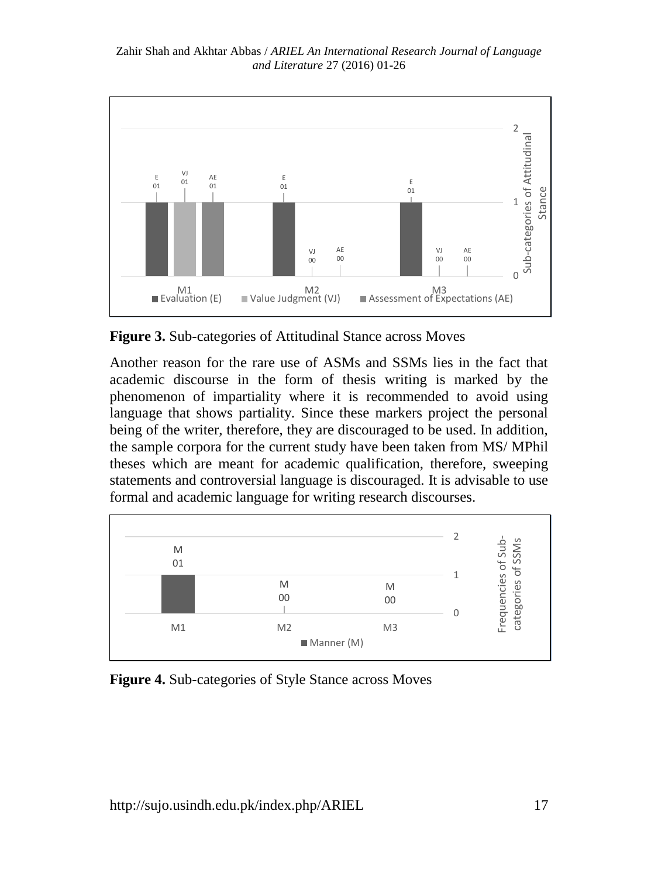**Figure 3.** Sub-categories of Attitudinal Stance across Moves

Another reason for the rare use of ASMs and SSMs lies in the fact that academic discourse in the form of thesis writing is marked by the phenomenon of impartiality where it is recommended to avoid using language that shows partiality. Since these markers project the personal being of the writer, therefore, they are discouraged to be used. In addition, the sample corpora for the current study have been taken from MS/ MPhil theses which are meant for academic qualification, therefore, sweeping statements and controversial language is discouraged. It is advisable to use formal and academic language for writing research discourses.

**Figure 4.** Sub-categories of Style Stance across Moves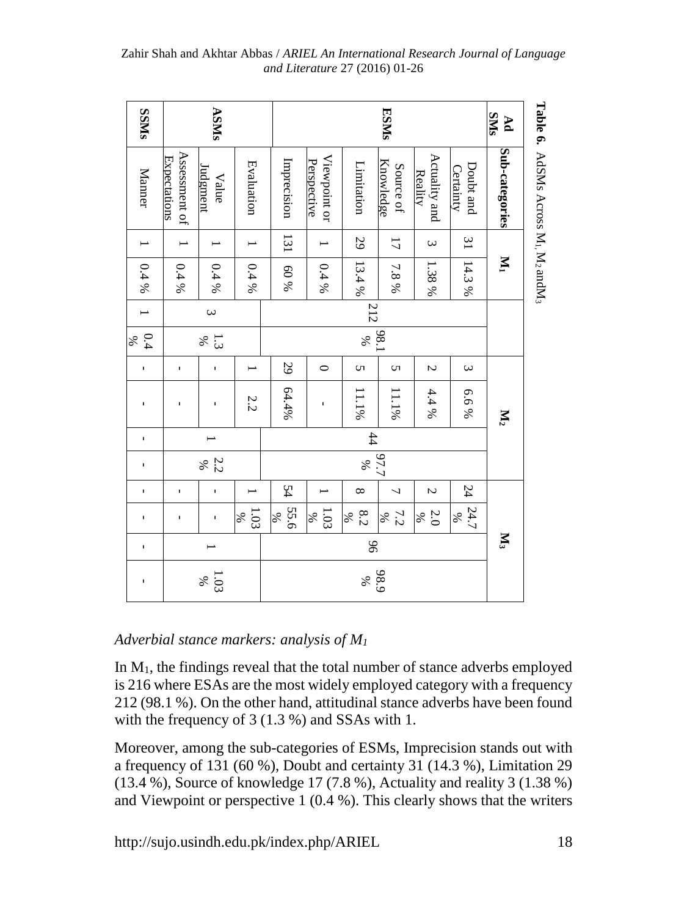**Table 6.** AdSMs Across $M_1$, $M_2$ and $M_3$

| Ad SMs | Sub-categories | $M_1$ | | | | $M_2$ | | | | $M_3$ | | | |
|---|---|---|---|---|---|---|---|---|---|---|---|---|---|
| ESMs | Doubt and Certainty | 31 | 14.3 % | 212 | 98.1 % | 3 | 6.6 % | 44 | 97.7 % | 24 | 24.7 % | 96 | 98.9 % |
| | Actuality and Reality | 3 | 1.38 % | | | 2 | 4.4 % | | | 2 | 2.0 % | | |
| | Source of Knowledge | 17 | 7.8 % | | | 5 | 11.1% | | | 7 | 7.2 % | | |
| | Limitation | 29 | 13.4 % | | | 5 | 11.1% | | | 8 | 8.2 % | | |
| | Viewpoint or Perspective | 1 | 0.4 % | | | 0 | - | | | 1 | 1.03 % | | |
| | Imprecision | 131 | 60 % | | | 29 | 64.4% | | | 54 | 55.6 % | | |
| ASMs | Evaluation | 1 | 0.4 % | 3 | 1.3 % | 1 | 2.2 | 1 | 2.2 % | 1 | 1.03 % | 1 | 1.03 % |
| | Value Judgment | 1 | 0.4 % | | | - | - | | | - | - | | |
| | Assessment of Expectations | 1 | 0.4 % | | | - | - | | | - | - | | |
| SSMs | Manner | 1 | 0.4 % | 1 | 0.4 % | - | - | - | - | - | - | - | - |

*Adverbial stance markers: analysis of $M_1$*

In $M_1$, the findings reveal that the total number of stance adverbs employed is 216 where ESAs are the most widely employed category with a frequency 212 (98.1 %). On the other hand, attitudinal stance adverbs have been found with the frequency of 3 (1.3 %) and SSAs with 1.

Moreover, among the sub-categories of ESMs, Imprecision stands out with a frequency of 131 (60 %), Doubt and certainty 31 (14.3 %), Limitation 29 (13.4 %), Source of knowledge 17 (7.8 %), Actuality and reality 3 (1.38 %) and Viewpoint or perspective 1 (0.4 %). This clearly shows that the writers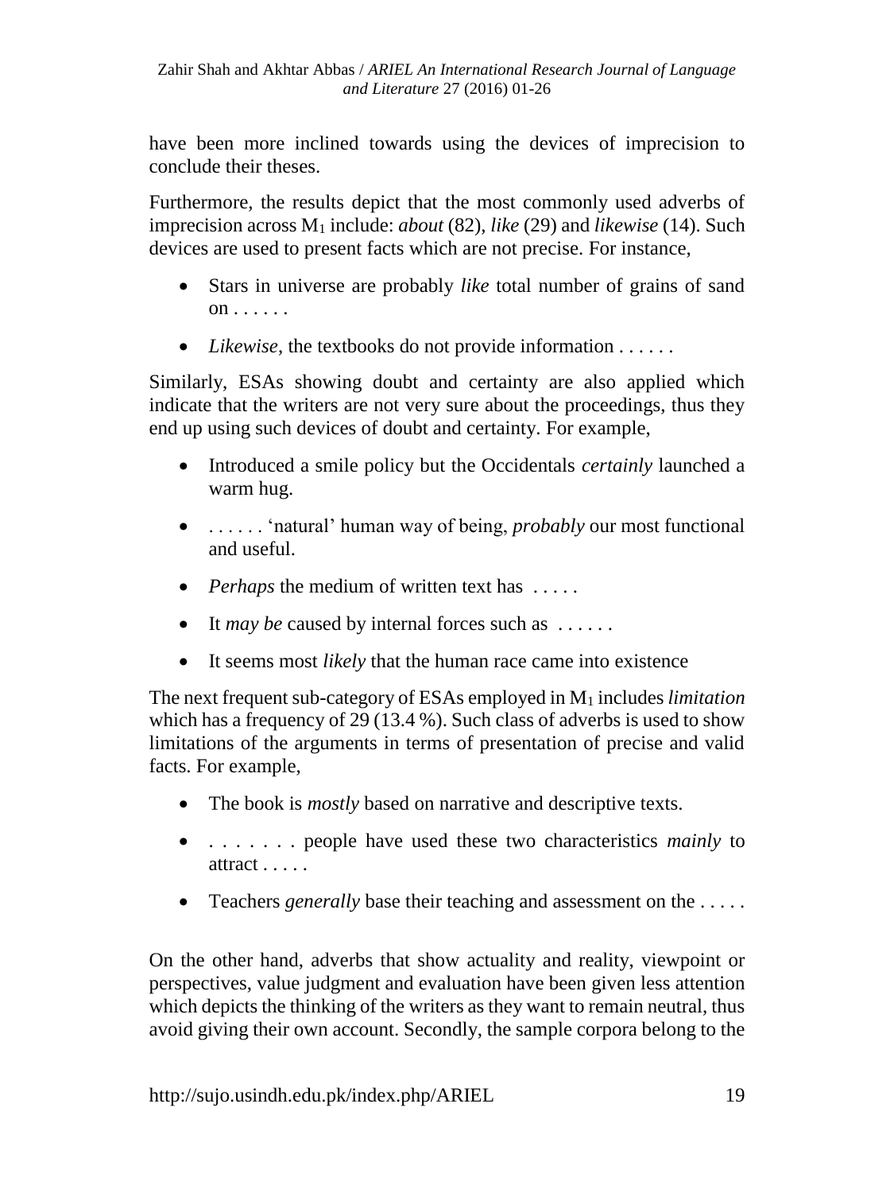have been more inclined towards using the devices of imprecision to conclude their theses.

Furthermore, the results depict that the most commonly used adverbs of imprecision across $M_1$ include: *about* (82), *like* (29) and *likewise* (14). Such devices are used to present facts which are not precise. For instance,

- Stars in universe are probably *like* total number of grains of sand on . . . . . .
- *Likewise*, the textbooks do not provide information . . . . . .

Similarly, ESAs showing doubt and certainty are also applied which indicate that the writers are not very sure about the proceedings, thus they end up using such devices of doubt and certainty. For example,

- Introduced a smile policy but the Occidentals *certainly* launched a warm hug.
- . . . . . . 'natural' human way of being, *probably* our most functional and useful.
- *Perhaps* the medium of written text has . . . . .
- It *may be* caused by internal forces such as . . . . . .
- It seems most *likely* that the human race came into existence

The next frequent sub-category of ESAs employed in $M_1$ includes *limitation* which has a frequency of 29 (13.4 %). Such class of adverbs is used to show limitations of the arguments in terms of presentation of precise and valid facts. For example,

- The book is *mostly* based on narrative and descriptive texts.
- . . . . . . . people have used these two characteristics *mainly* to attract . . . . .
- Teachers *generally* base their teaching and assessment on the . . . . .

On the other hand, adverbs that show actuality and reality, viewpoint or perspectives, value judgment and evaluation have been given less attention which depicts the thinking of the writers as they want to remain neutral, thus avoid giving their own account. Secondly, the sample corpora belong to the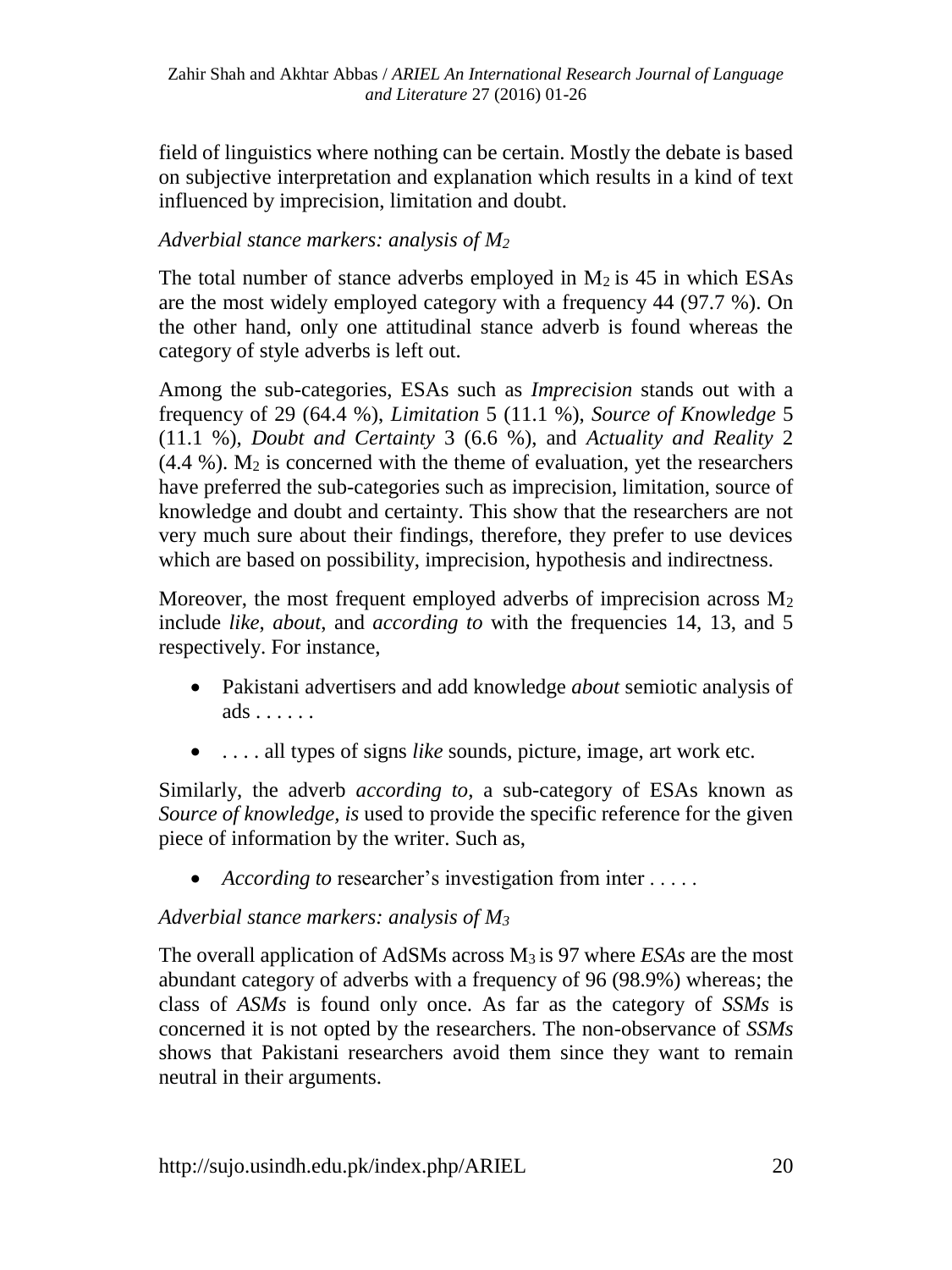field of linguistics where nothing can be certain. Mostly the debate is based on subjective interpretation and explanation which results in a kind of text influenced by imprecision, limitation and doubt.

*Adverbial stance markers: analysis of $M_2$*

The total number of stance adverbs employed in $M_2$ is 45 in which ESAs are the most widely employed category with a frequency 44 (97.7 %). On the other hand, only one attitudinal stance adverb is found whereas the category of style adverbs is left out.

Among the sub-categories, ESAs such as *Imprecision* stands out with a frequency of 29 (64.4 %), *Limitation* 5 (11.1 %), *Source of Knowledge* 5 (11.1 %), *Doubt and Certainty* 3 (6.6 %), and *Actuality and Reality* 2 (4.4 %). $M_2$ is concerned with the theme of evaluation, yet the researchers have preferred the sub-categories such as imprecision, limitation, source of knowledge and doubt and certainty. This show that the researchers are not very much sure about their findings, therefore, they prefer to use devices which are based on possibility, imprecision, hypothesis and indirectness.

Moreover, the most frequent employed adverbs of imprecision across $M_2$ include *like*, *about,* and *according to* with the frequencies 14, 13, and 5 respectively. For instance,

- Pakistani advertisers and add knowledge *about* semiotic analysis of ads . . . . . .
- . . . . all types of signs *like* sounds, picture, image, art work etc.

Similarly, the adverb *according to*, a sub-category of ESAs known as *Source of knowledge, is* used to provide the specific reference for the given piece of information by the writer. Such as,

- *According to* researcher's investigation from inter . . . . .

*Adverbial stance markers: analysis of $M_3$*

The overall application of AdSMs across $M_3$ is 97 where *ESAs* are the most abundant category of adverbs with a frequency of 96 (98.9%) whereas; the class of *ASMs* is found only once. As far as the category of *SSMs* is concerned it is not opted by the researchers. The non-observance of *SSMs* shows that Pakistani researchers avoid them since they want to remain neutral in their arguments.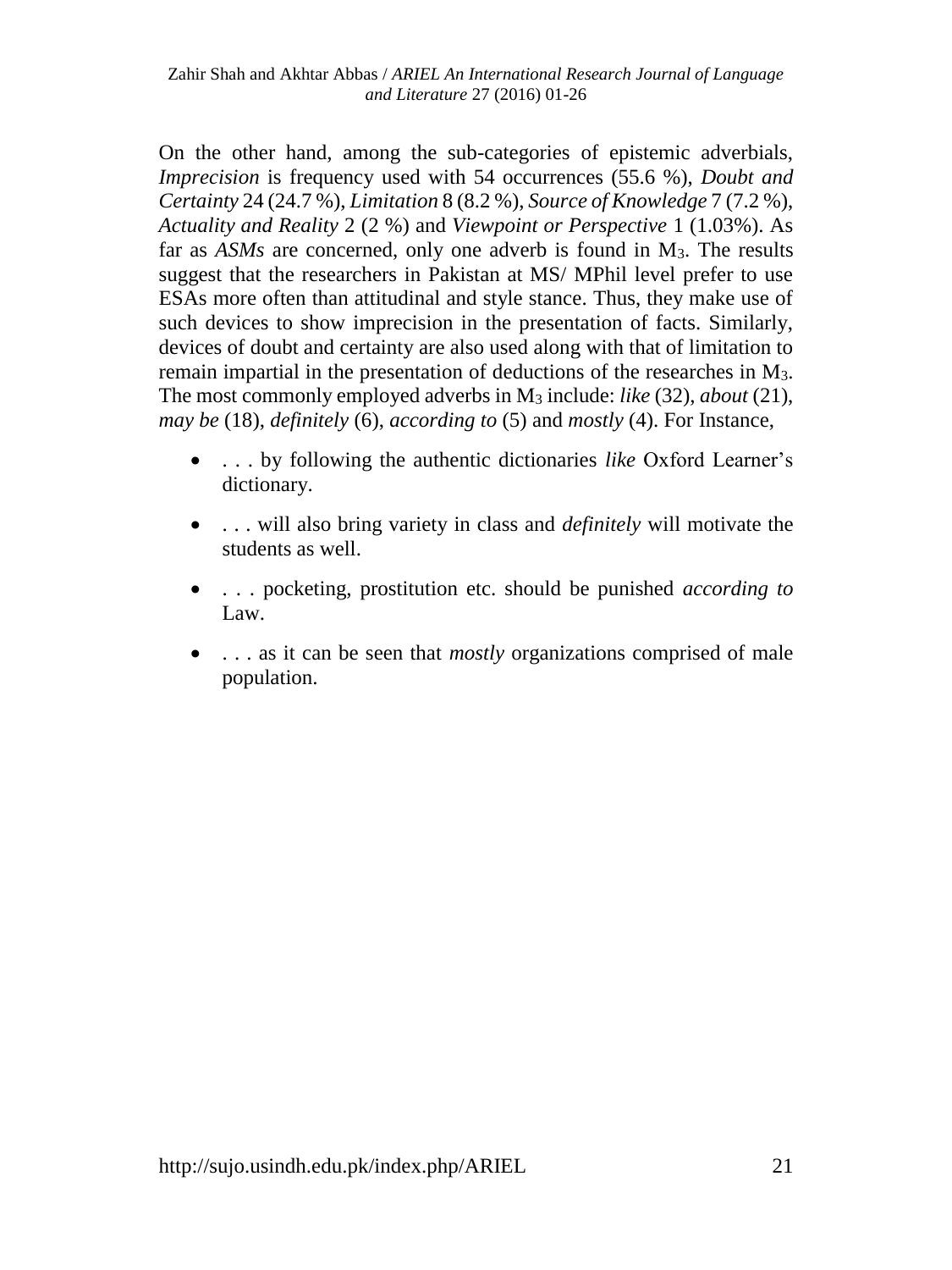On the other hand, among the sub-categories of epistemic adverbials, *Imprecision* is frequency used with 54 occurrences (55.6 %), *Doubt and Certainty* 24 (24.7 %), *Limitation* 8 (8.2 %), *Source of Knowledge* 7 (7.2 %), *Actuality and Reality* 2 (2 %) and *Viewpoint or Perspective* 1 (1.03%). As far as *ASMs* are concerned, only one adverb is found in $M_3$. The results suggest that the researchers in Pakistan at MS/ MPhil level prefer to use ESAs more often than attitudinal and style stance. Thus, they make use of such devices to show imprecision in the presentation of facts. Similarly, devices of doubt and certainty are also used along with that of limitation to remain impartial in the presentation of deductions of the researches in $M_3$. The most commonly employed adverbs in $M_3$ include: *like* (32), *about* (21), *may be* (18), *definitely* (6), *according to* (5) and *mostly* (4). For Instance,

- . . . by following the authentic dictionaries *like* Oxford Learner's dictionary.
- . . . will also bring variety in class and *definitely* will motivate the students as well.
- . . . pocketing, prostitution etc. should be punished *according to* Law.
- . . . as it can be seen that *mostly* organizations comprised of male population.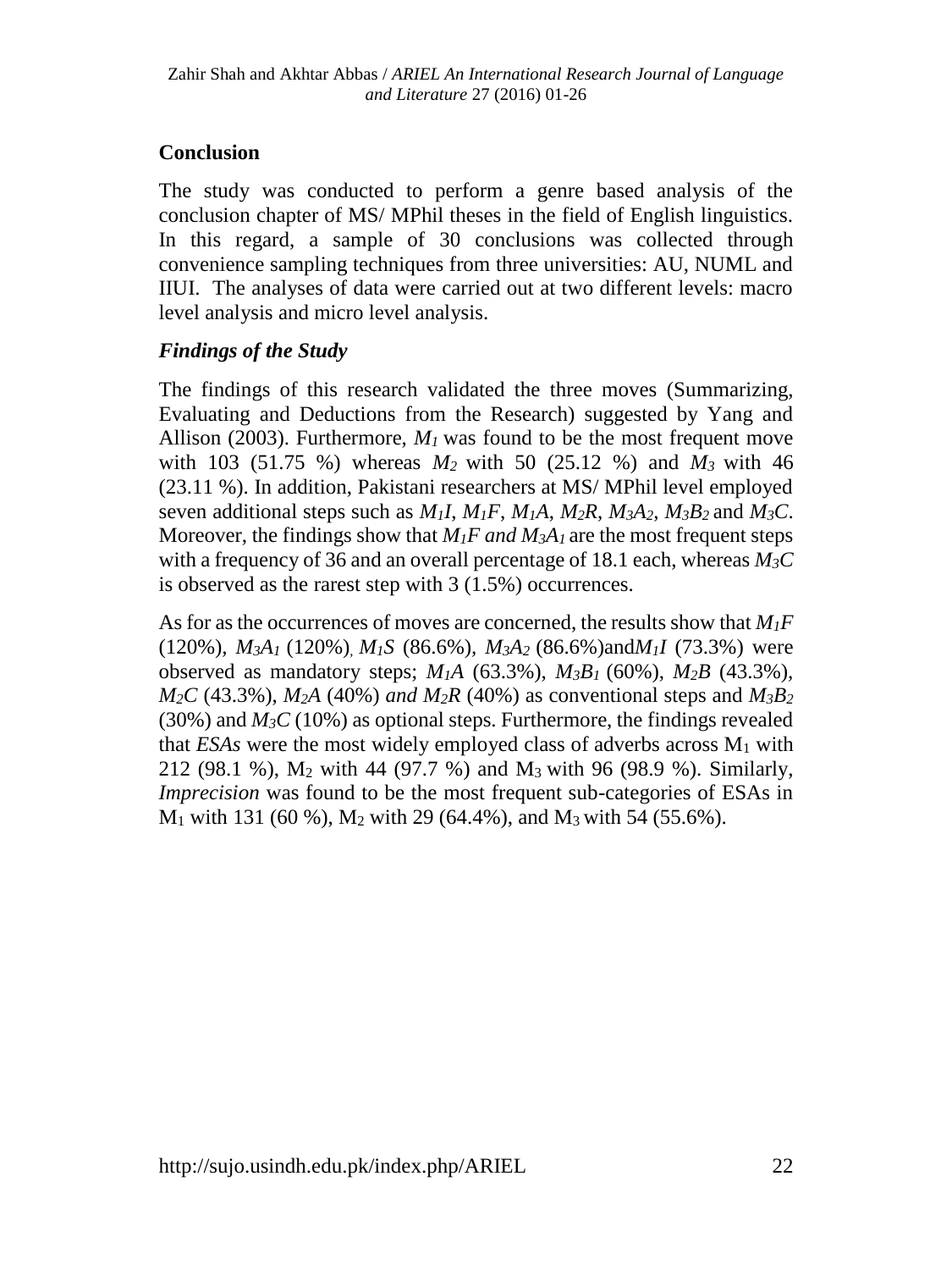## Conclusion

The study was conducted to perform a genre based analysis of the conclusion chapter of MS/ MPhil theses in the field of English linguistics. In this regard, a sample of 30 conclusions was collected through convenience sampling techniques from three universities: AU, NUML and IIUI. The analyses of data were carried out at two different levels: macro level analysis and micro level analysis.

### *Findings of the Study*

The findings of this research validated the three moves (Summarizing, Evaluating and Deductions from the Research) suggested by Yang and Allison (2003). Furthermore, $M_1$ was found to be the most frequent move with 103 (51.75 %) whereas $M_2$ with 50 (25.12 %) and $M_3$ with 46 (23.11 %). In addition, Pakistani researchers at MS/ MPhil level employed seven additional steps such as $M_1I$, $M_1F$, $M_1A$, $M_2R$, $M_3A_2$, $M_3B_2$ and $M_3C$. Moreover, the findings show that $M_1F$ *and* $M_3A_1$ are the most frequent steps with a frequency of 36 and an overall percentage of 18.1 each, whereas $M_3C$ is observed as the rarest step with 3 (1.5%) occurrences.

As for as the occurrences of moves are concerned, the results show that $M_1F$ (120%), $M_3A_1$ (120%), $M_1S$ (86.6%), $M_3A_2$ (86.6%)and$M_1I$ (73.3%) were observed as mandatory steps; $M_1A$ (63.3%), $M_3B_1$ (60%), $M_2B$ (43.3%), $M_2C$ (43.3%), $M_2A$ (40%) *and* $M_2R$ (40%) as conventional steps and $M_3B_2$ (30%) and $M_3C$ (10%) as optional steps. Furthermore, the findings revealed that *ESAs* were the most widely employed class of adverbs across $M_1$ with 212 (98.1 %), $M_2$ with 44 (97.7 %) and $M_3$ with 96 (98.9 %). Similarly, *Imprecision* was found to be the most frequent sub-categories of ESAs in $M_1$ with 131 (60 %), $M_2$ with 29 (64.4%), and $M_3$ with 54 (55.6%).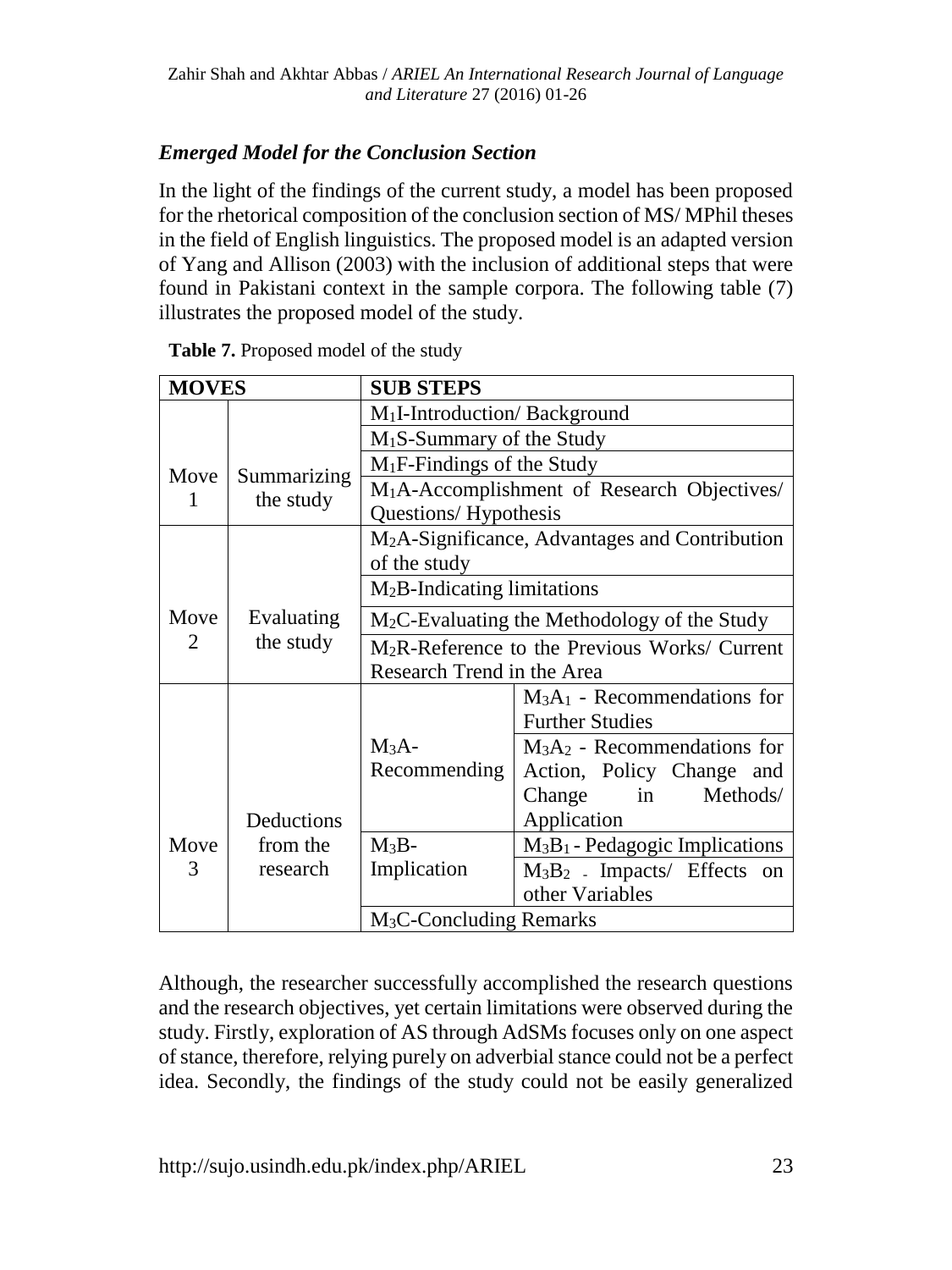### *Emerged Model for the Conclusion Section*

In the light of the findings of the current study, a model has been proposed for the rhetorical composition of the conclusion section of MS/ MPhil theses in the field of English linguistics. The proposed model is an adapted version of Yang and Allison (2003) with the inclusion of additional steps that were found in Pakistani context in the sample corpora. The following table (7) illustrates the proposed model of the study.

**Table 7.** Proposed model of the study

| MOVES | | SUB STEPS | |
|---|---|---|---|
| Move 1 | Summarizing the study | $M_1$I-Introduction/ Background | |
| | | $M_1$S-Summary of the Study | |
| | | $M_1$F-Findings of the Study | |
| | | $M_1$A-Accomplishment of Research Objectives/ Questions/ Hypothesis | |
| Move 2 | Evaluating the study | $M_2$A-Significance, Advantages and Contribution of the study | |
| | | $M_2$B-Indicating limitations | |
| | | $M_2$C-Evaluating the Methodology of the Study | |
| | | $M_2$R-Reference to the Previous Works/ Current Research Trend in the Area | |
| Move 3 | Deductions from the research | $M_3$A-Recommending | $M_3A_1$ - Recommendations for Further Studies |
| | | | $M_3A_2$ - Recommendations for Action, Policy Change and Change in Methods/ Application |
| | | $M_3$B-Implication | $M_3B_1$ - Pedagogic Implications |
| | | | $M_3B_2$ - Impacts/ Effects on other Variables |
| | | $M_3$C-Concluding Remarks | |

Although, the researcher successfully accomplished the research questions and the research objectives, yet certain limitations were observed during the study. Firstly, exploration of AS through AdSMs focuses only on one aspect of stance, therefore, relying purely on adverbial stance could not be a perfect idea. Secondly, the findings of the study could not be easily generalized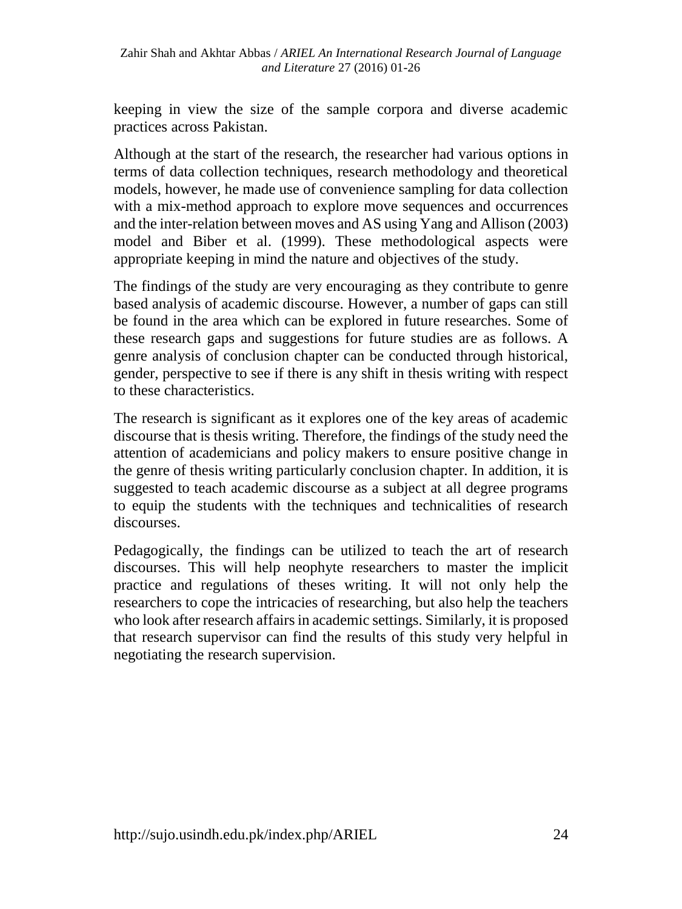keeping in view the size of the sample corpora and diverse academic practices across Pakistan.

Although at the start of the research, the researcher had various options in terms of data collection techniques, research methodology and theoretical models, however, he made use of convenience sampling for data collection with a mix-method approach to explore move sequences and occurrences and the inter-relation between moves and AS using Yang and Allison (2003) model and Biber et al. (1999). These methodological aspects were appropriate keeping in mind the nature and objectives of the study.

The findings of the study are very encouraging as they contribute to genre based analysis of academic discourse. However, a number of gaps can still be found in the area which can be explored in future researches. Some of these research gaps and suggestions for future studies are as follows. A genre analysis of conclusion chapter can be conducted through historical, gender, perspective to see if there is any shift in thesis writing with respect to these characteristics.

The research is significant as it explores one of the key areas of academic discourse that is thesis writing. Therefore, the findings of the study need the attention of academicians and policy makers to ensure positive change in the genre of thesis writing particularly conclusion chapter. In addition, it is suggested to teach academic discourse as a subject at all degree programs to equip the students with the techniques and technicalities of research discourses.

Pedagogically, the findings can be utilized to teach the art of research discourses. This will help neophyte researchers to master the implicit practice and regulations of theses writing. It will not only help the researchers to cope the intricacies of researching, but also help the teachers who look after research affairs in academic settings. Similarly, it is proposed that research supervisor can find the results of this study very helpful in negotiating the research supervision.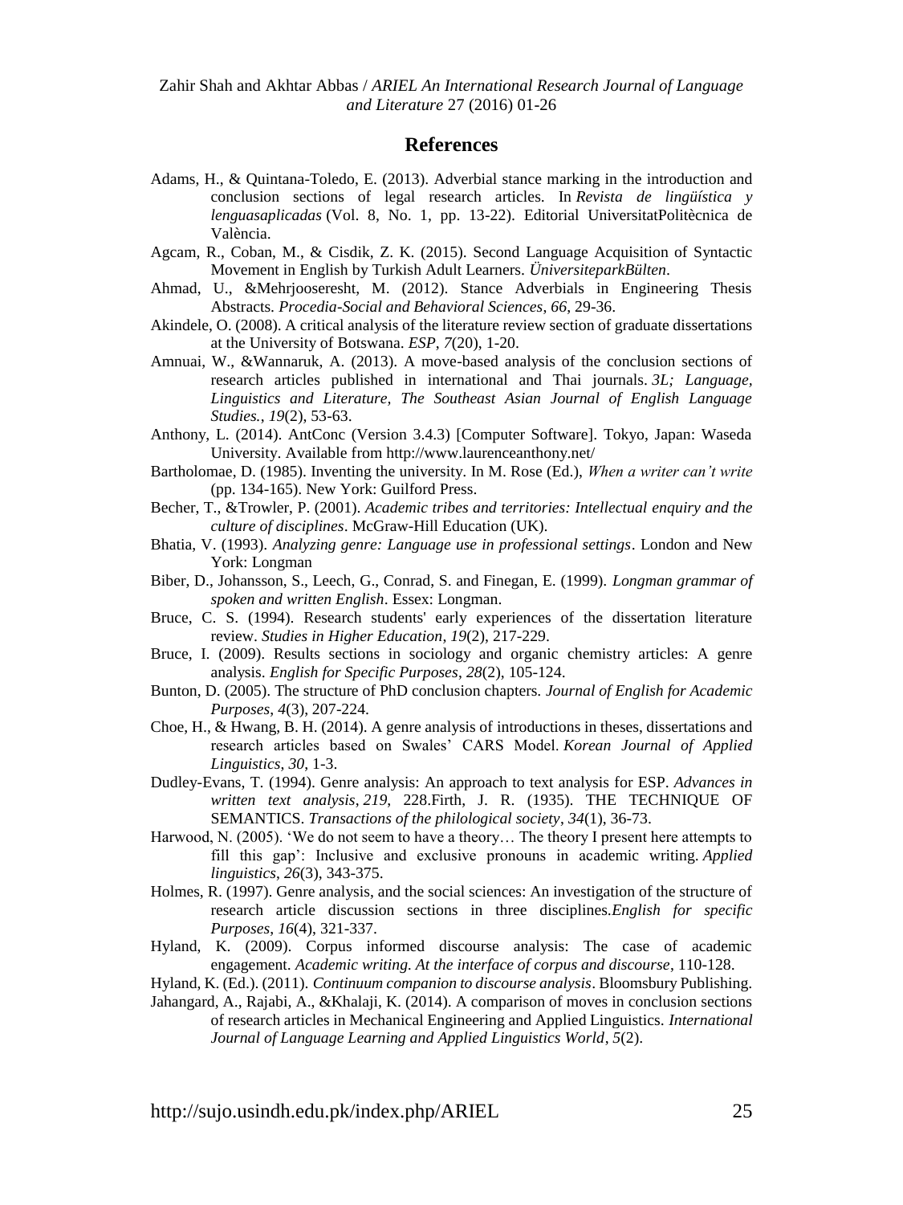## References

Adams, H., & Quintana-Toledo, E. (2013). Adverbial stance marking in the introduction and conclusion sections of legal research articles. In *Revista de lingüística y lenguasaplicadas* (Vol. 8, No. 1, pp. 13-22). Editorial UniversitatPolitècnica de València.

Agcam, R., Coban, M., & Cisdik, Z. K. (2015). Second Language Acquisition of Syntactic Movement in English by Turkish Adult Learners. *ÜniversiteparkBülten*.

Ahmad, U., &Mehrjooseresht, M. (2012). Stance Adverbials in Engineering Thesis Abstracts. *Procedia-Social and Behavioral Sciences*, *66*, 29-36.

Akindele, O. (2008). A critical analysis of the literature review section of graduate dissertations at the University of Botswana. *ESP*, *7*(20), 1-20.

Amnuai, W., &Wannaruk, A. (2013). A move-based analysis of the conclusion sections of research articles published in international and Thai journals. *3L; Language, Linguistics and Literature, The Southeast Asian Journal of English Language Studies.*, *19*(2), 53-63.

Anthony, L. (2014). AntConc (Version 3.4.3) [Computer Software]. Tokyo, Japan: Waseda University. Available from http://www.laurenceanthony.net/

Bartholomae, D. (1985). Inventing the university. In M. Rose (Ed.), *When a writer can't write* (pp. 134-165). New York: Guilford Press.

Becher, T., &Trowler, P. (2001). *Academic tribes and territories: Intellectual enquiry and the culture of disciplines*. McGraw-Hill Education (UK).

Bhatia, V. (1993). *Analyzing genre: Language use in professional settings*. London and New York: Longman

Biber, D., Johansson, S., Leech, G., Conrad, S. and Finegan, E. (1999). *Longman grammar of spoken and written English*. Essex: Longman.

Bruce, C. S. (1994). Research students' early experiences of the dissertation literature review. *Studies in Higher Education*, *19*(2), 217-229.

Bruce, I. (2009). Results sections in sociology and organic chemistry articles: A genre analysis. *English for Specific Purposes*, *28*(2), 105-124.

Bunton, D. (2005). The structure of PhD conclusion chapters. *Journal of English for Academic Purposes*, *4*(3), 207-224.

Choe, H., & Hwang, B. H. (2014). A genre analysis of introductions in theses, dissertations and research articles based on Swales' CARS Model. *Korean Journal of Applied Linguistics*, *30*, 1-3.

Dudley-Evans, T. (1994). Genre analysis: An approach to text analysis for ESP. *Advances in written text analysis*, *219*, 228.Firth, J. R. (1935). THE TECHNIQUE OF SEMANTICS. *Transactions of the philological society*, *34*(1), 36-73.

Harwood, N. (2005). 'We do not seem to have a theory… The theory I present here attempts to fill this gap': Inclusive and exclusive pronouns in academic writing. *Applied linguistics*, *26*(3), 343-375.

Holmes, R. (1997). Genre analysis, and the social sciences: An investigation of the structure of research article discussion sections in three disciplines.*English for specific Purposes*, *16*(4), 321-337.

Hyland, K. (2009). Corpus informed discourse analysis: The case of academic engagement. *Academic writing. At the interface of corpus and discourse*, 110-128.

Hyland, K. (Ed.). (2011). *Continuum companion to discourse analysis*. Bloomsbury Publishing.

Jahangard, A., Rajabi, A., &Khalaji, K. (2014). A comparison of moves in conclusion sections of research articles in Mechanical Engineering and Applied Linguistics. *International Journal of Language Learning and Applied Linguistics World*, *5*(2).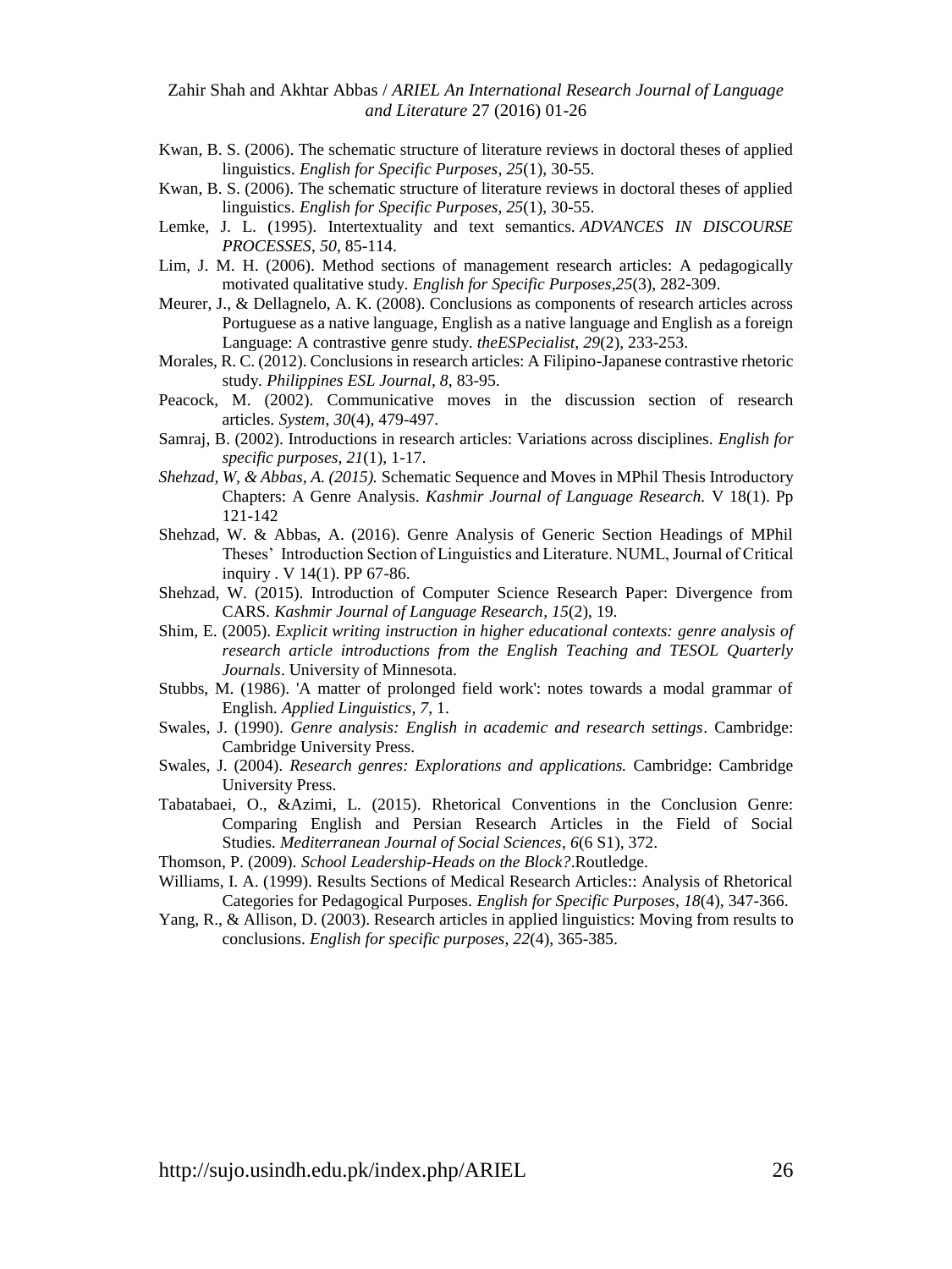Kwan, B. S. (2006). The schematic structure of literature reviews in doctoral theses of applied linguistics. *English for Specific Purposes*, *25*(1), 30-55.

Kwan, B. S. (2006). The schematic structure of literature reviews in doctoral theses of applied linguistics. *English for Specific Purposes*, *25*(1), 30-55.

Lemke, J. L. (1995). Intertextuality and text semantics. *ADVANCES IN DISCOURSE PROCESSES*, *50*, 85-114.

Lim, J. M. H. (2006). Method sections of management research articles: A pedagogically motivated qualitative study. *English for Specific Purposes*,*25*(3), 282-309.

Meurer, J., & Dellagnelo, A. K. (2008). Conclusions as components of research articles across Portuguese as a native language, English as a native language and English as a foreign Language: A contrastive genre study. *theESPecialist*, *29*(2), 233-253.

Morales, R. C. (2012). Conclusions in research articles: A Filipino-Japanese contrastive rhetoric study. *Philippines ESL Journal*, *8*, 83-95.

Peacock, M. (2002). Communicative moves in the discussion section of research articles. *System*, *30*(4), 479-497.

Samraj, B. (2002). Introductions in research articles: Variations across disciplines. *English for specific purposes*, *21*(1), 1-17.

*Shehzad, W, & Abbas, A. (2015).* Schematic Sequence and Moves in MPhil Thesis Introductory Chapters: A Genre Analysis. *Kashmir Journal of Language Research.* V 18(1). Pp 121-142

Shehzad, W. & Abbas, A. (2016). Genre Analysis of Generic Section Headings of MPhil Theses' Introduction Section of Linguistics and Literature. NUML, Journal of Critical inquiry . V 14(1). PP 67-86.

Shehzad, W. (2015). Introduction of Computer Science Research Paper: Divergence from CARS. *Kashmir Journal of Language Research*, *15*(2), 19.

Shim, E. (2005). *Explicit writing instruction in higher educational contexts: genre analysis of research article introductions from the English Teaching and TESOL Quarterly Journals*. University of Minnesota.

Stubbs, M. (1986). 'A matter of prolonged field work': notes towards a modal grammar of English. *Applied Linguistics*, *7*, 1.

Swales, J. (1990). *Genre analysis: English in academic and research settings*. Cambridge: Cambridge University Press.

Swales, J. (2004). *Research genres: Explorations and applications.* Cambridge: Cambridge University Press.

Tabatabaei, O., &Azimi, L. (2015). Rhetorical Conventions in the Conclusion Genre: Comparing English and Persian Research Articles in the Field of Social Studies. *Mediterranean Journal of Social Sciences*, *6*(6 S1), 372.

Thomson, P. (2009). *School Leadership-Heads on the Block?*.Routledge.

Williams, I. A. (1999). Results Sections of Medical Research Articles:: Analysis of Rhetorical Categories for Pedagogical Purposes. *English for Specific Purposes*, *18*(4), 347-366.

Yang, R., & Allison, D. (2003). Research articles in applied linguistics: Moving from results to conclusions. *English for specific purposes*, *22*(4), 365-385.